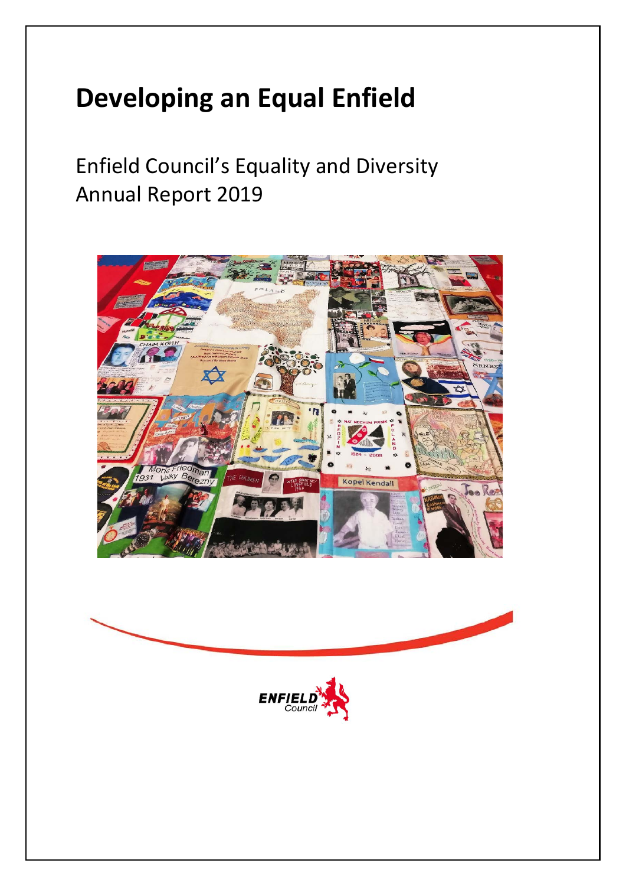# Developing an Equal Enfield

Enfield Council's Equality and Diversity Annual Report 2019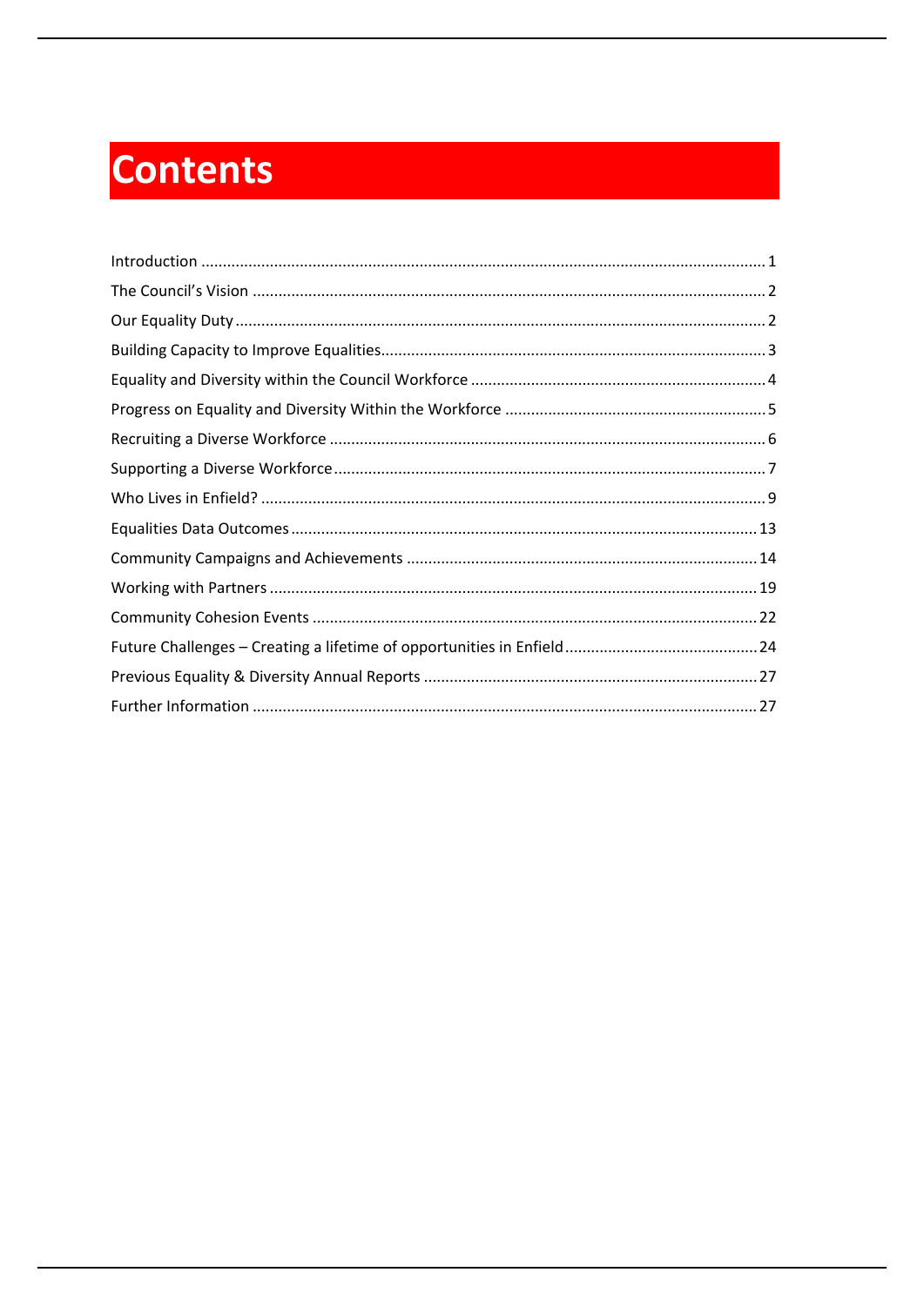# Contents

| | |
|---|---|
| Introduction | 1 |
| The Council's Vision | 2 |
| Our Equality Duty | 2 |
| Building Capacity to Improve Equalities | 3 |
| Equality and Diversity within the Council Workforce | 4 |
| Progress on Equality and Diversity Within the Workforce | 5 |
| Recruiting a Diverse Workforce | 6 |
| Supporting a Diverse Workforce | 7 |
| Who Lives in Enfield? | 9 |
| Equalities Data Outcomes | 13 |
| Community Campaigns and Achievements | 14 |
| Working with Partners | 19 |
| Community Cohesion Events | 22 |
| Future Challenges – Creating a lifetime of opportunities in Enfield | 24 |
| Previous Equality & Diversity Annual Reports | 27 |
| Further Information | 27 |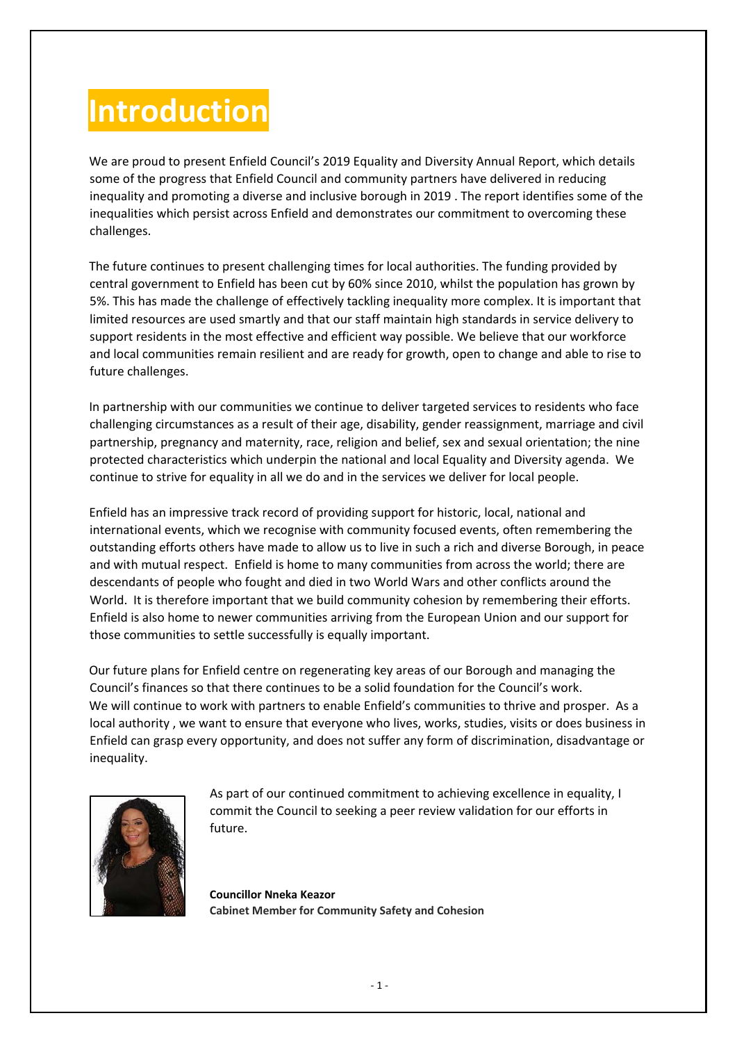# Introduction

We are proud to present Enfield Council's 2019 Equality and Diversity Annual Report, which details some of the progress that Enfield Council and community partners have delivered in reducing inequality and promoting a diverse and inclusive borough in 2019 . The report identifies some of the inequalities which persist across Enfield and demonstrates our commitment to overcoming these challenges.

The future continues to present challenging times for local authorities. The funding provided by central government to Enfield has been cut by 60% since 2010, whilst the population has grown by 5%. This has made the challenge of effectively tackling inequality more complex. It is important that limited resources are used smartly and that our staff maintain high standards in service delivery to support residents in the most effective and efficient way possible. We believe that our workforce and local communities remain resilient and are ready for growth, open to change and able to rise to future challenges.

In partnership with our communities we continue to deliver targeted services to residents who face challenging circumstances as a result of their age, disability, gender reassignment, marriage and civil partnership, pregnancy and maternity, race, religion and belief, sex and sexual orientation; the nine protected characteristics which underpin the national and local Equality and Diversity agenda. We continue to strive for equality in all we do and in the services we deliver for local people.

Enfield has an impressive track record of providing support for historic, local, national and international events, which we recognise with community focused events, often remembering the outstanding efforts others have made to allow us to live in such a rich and diverse Borough, in peace and with mutual respect. Enfield is home to many communities from across the world; there are descendants of people who fought and died in two World Wars and other conflicts around the World. It is therefore important that we build community cohesion by remembering their efforts. Enfield is also home to newer communities arriving from the European Union and our support for those communities to settle successfully is equally important.

Our future plans for Enfield centre on regenerating key areas of our Borough and managing the Council's finances so that there continues to be a solid foundation for the Council's work. We will continue to work with partners to enable Enfield's communities to thrive and prosper. As a local authority , we want to ensure that everyone who lives, works, studies, visits or does business in Enfield can grasp every opportunity, and does not suffer any form of discrimination, disadvantage or inequality.

As part of our continued commitment to achieving excellence in equality, I commit the Council to seeking a peer review validation for our efforts in future.

**Councillor Nneka Keazor**
**Cabinet Member for Community Safety and Cohesion**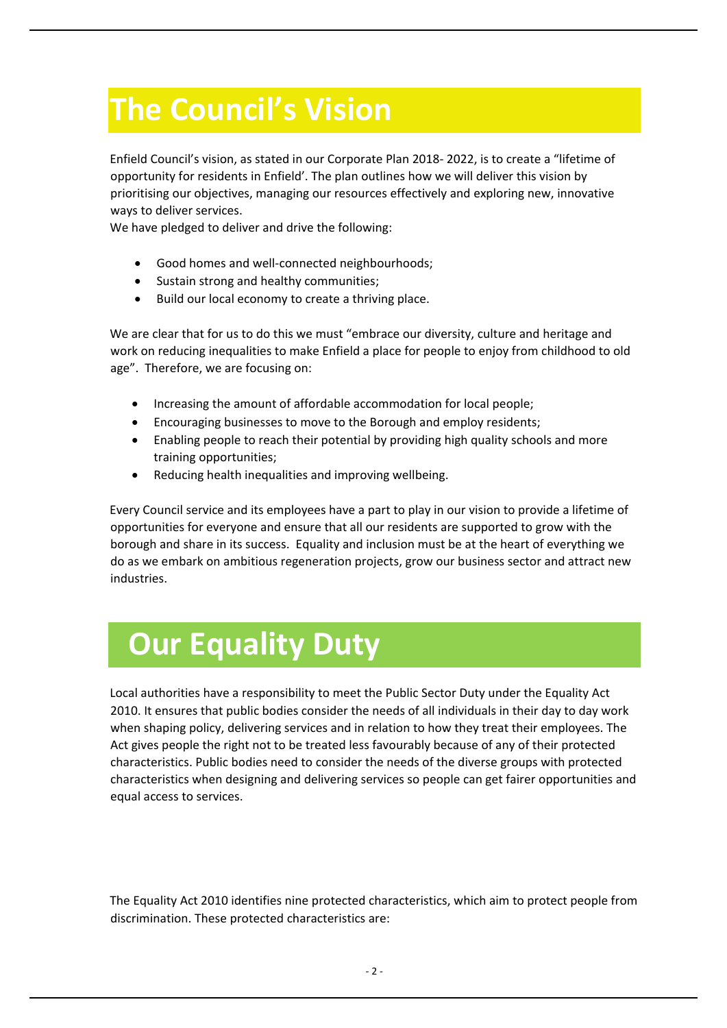# The Council's Vision

Enfield Council's vision, as stated in our Corporate Plan 2018- 2022, is to create a "lifetime of opportunity for residents in Enfield'. The plan outlines how we will deliver this vision by prioritising our objectives, managing our resources effectively and exploring new, innovative ways to deliver services.
We have pledged to deliver and drive the following:

- Good homes and well-connected neighbourhoods;
- Sustain strong and healthy communities;
- Build our local economy to create a thriving place.

We are clear that for us to do this we must "embrace our diversity, culture and heritage and work on reducing inequalities to make Enfield a place for people to enjoy from childhood to old age". Therefore, we are focusing on:

- Increasing the amount of affordable accommodation for local people;
- Encouraging businesses to move to the Borough and employ residents;
- Enabling people to reach their potential by providing high quality schools and more training opportunities;
- Reducing health inequalities and improving wellbeing.

Every Council service and its employees have a part to play in our vision to provide a lifetime of opportunities for everyone and ensure that all our residents are supported to grow with the borough and share in its success. Equality and inclusion must be at the heart of everything we do as we embark on ambitious regeneration projects, grow our business sector and attract new industries.

# Our Equality Duty

Local authorities have a responsibility to meet the Public Sector Duty under the Equality Act 2010. It ensures that public bodies consider the needs of all individuals in their day to day work when shaping policy, delivering services and in relation to how they treat their employees. The Act gives people the right not to be treated less favourably because of any of their protected characteristics. Public bodies need to consider the needs of the diverse groups with protected characteristics when designing and delivering services so people can get fairer opportunities and equal access to services.

The Equality Act 2010 identifies nine protected characteristics, which aim to protect people from discrimination. These protected characteristics are: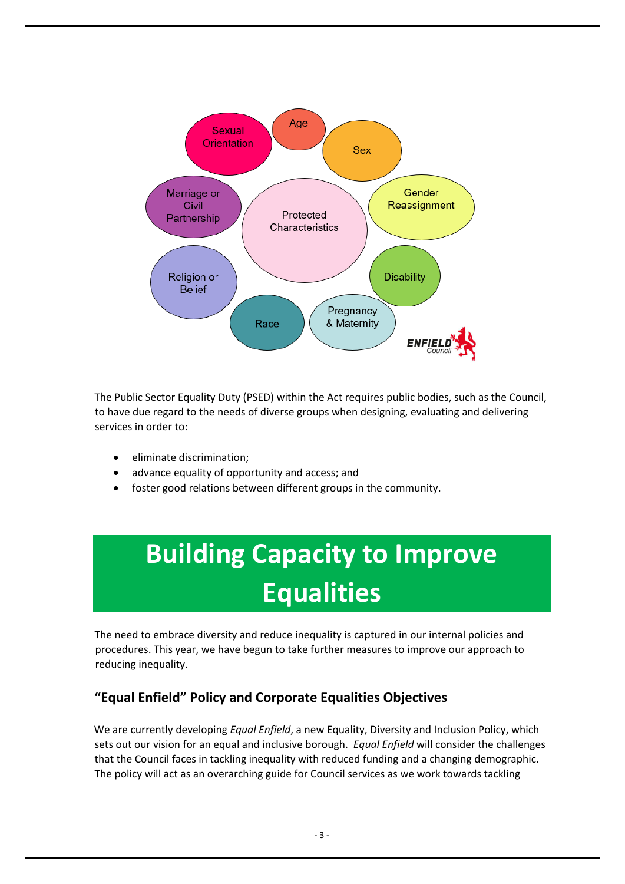Sexual Orientation

Age

Sex

Marriage or Civil Partnership

Protected Characteristics

Gender Reassignment

Religion or Belief

Disability

Race

Pregnancy & Maternity

The Public Sector Equality Duty (PSED) within the Act requires public bodies, such as the Council, to have due regard to the needs of diverse groups when designing, evaluating and delivering services in order to:

- eliminate discrimination;
- advance equality of opportunity and access; and
- foster good relations between different groups in the community.

# Building Capacity to Improve Equalities

The need to embrace diversity and reduce inequality is captured in our internal policies and procedures. This year, we have begun to take further measures to improve our approach to reducing inequality.

## "Equal Enfield" Policy and Corporate Equalities Objectives

We are currently developing *Equal Enfield*, a new Equality, Diversity and Inclusion Policy, which sets out our vision for an equal and inclusive borough. *Equal Enfield* will consider the challenges that the Council faces in tackling inequality with reduced funding and a changing demographic. The policy will act as an overarching guide for Council services as we work towards tackling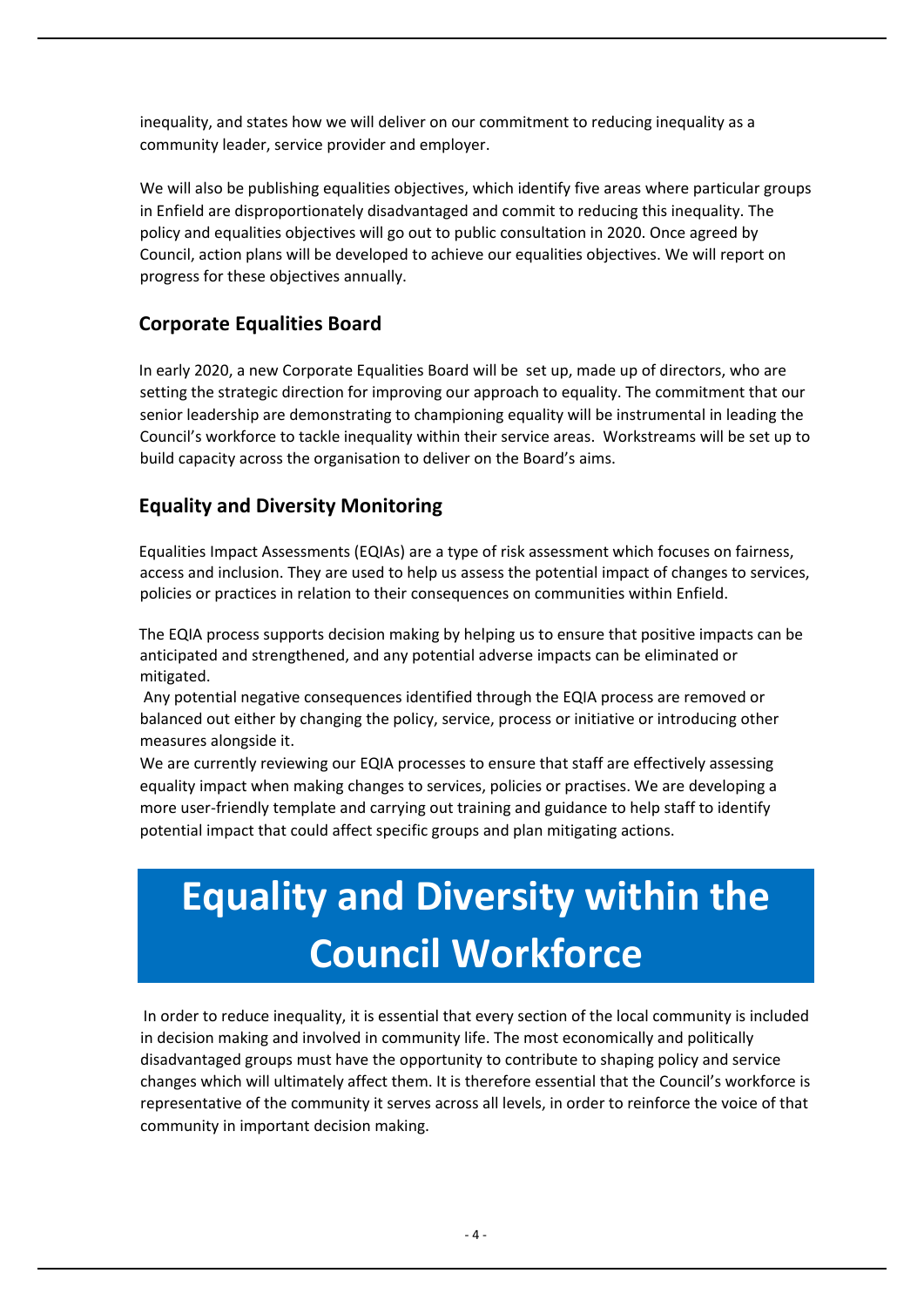inequality, and states how we will deliver on our commitment to reducing inequality as a community leader, service provider and employer.

We will also be publishing equalities objectives, which identify five areas where particular groups in Enfield are disproportionately disadvantaged and commit to reducing this inequality. The policy and equalities objectives will go out to public consultation in 2020. Once agreed by Council, action plans will be developed to achieve our equalities objectives. We will report on progress for these objectives annually.

## Corporate Equalities Board

In early 2020, a new Corporate Equalities Board will be set up, made up of directors, who are setting the strategic direction for improving our approach to equality. The commitment that our senior leadership are demonstrating to championing equality will be instrumental in leading the Council's workforce to tackle inequality within their service areas. Workstreams will be set up to build capacity across the organisation to deliver on the Board's aims.

## Equality and Diversity Monitoring

Equalities Impact Assessments (EQIAs) are a type of risk assessment which focuses on fairness, access and inclusion. They are used to help us assess the potential impact of changes to services, policies or practices in relation to their consequences on communities within Enfield.

The EQIA process supports decision making by helping us to ensure that positive impacts can be anticipated and strengthened, and any potential adverse impacts can be eliminated or mitigated.
Any potential negative consequences identified through the EQIA process are removed or balanced out either by changing the policy, service, process or initiative or introducing other measures alongside it.
We are currently reviewing our EQIA processes to ensure that staff are effectively assessing equality impact when making changes to services, policies or practises. We are developing a more user-friendly template and carrying out training and guidance to help staff to identify potential impact that could affect specific groups and plan mitigating actions.

# Equality and Diversity within the Council Workforce

In order to reduce inequality, it is essential that every section of the local community is included in decision making and involved in community life. The most economically and politically disadvantaged groups must have the opportunity to contribute to shaping policy and service changes which will ultimately affect them. It is therefore essential that the Council's workforce is representative of the community it serves across all levels, in order to reinforce the voice of that community in important decision making.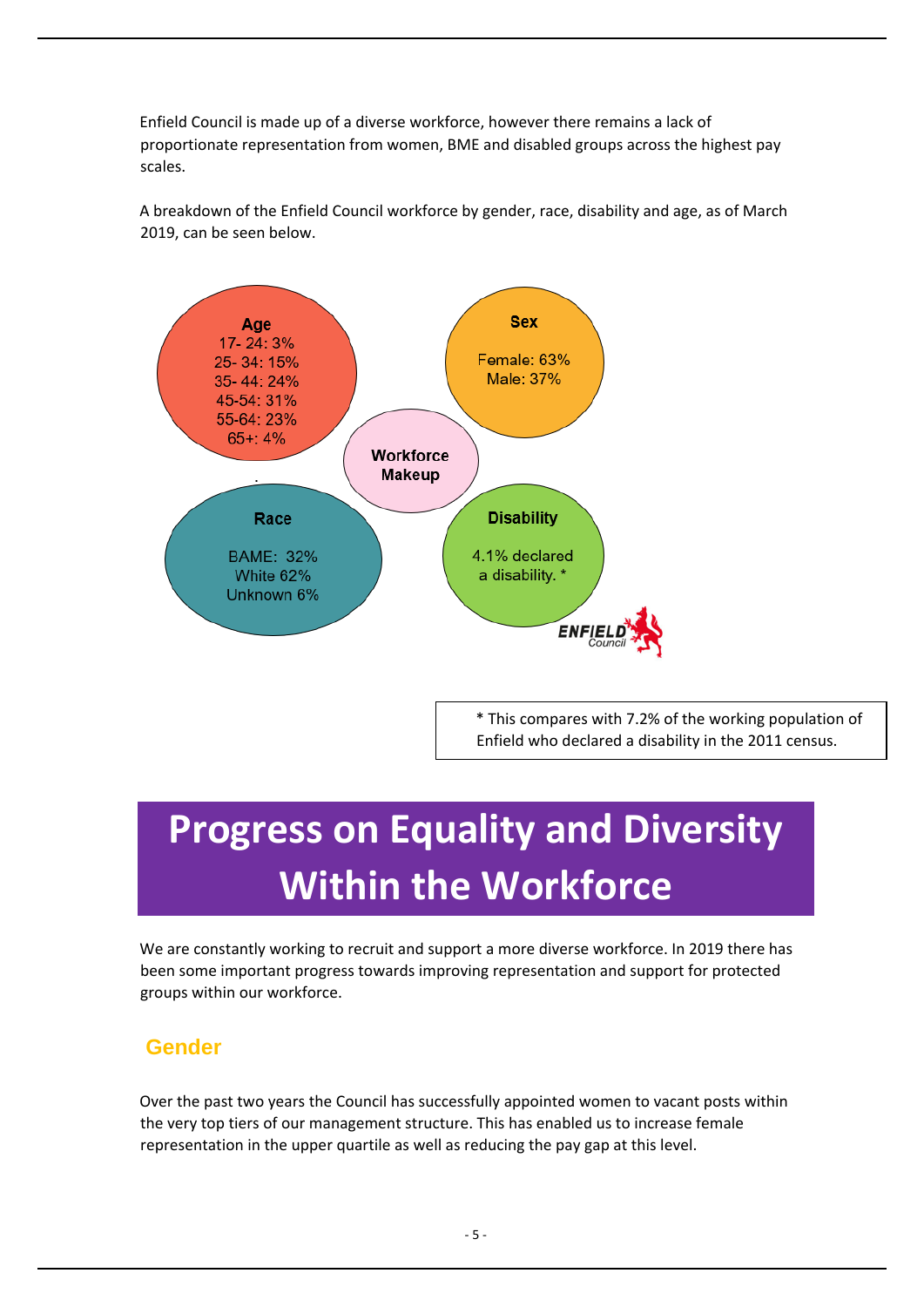Enfield Council is made up of a diverse workforce, however there remains a lack of proportionate representation from women, BME and disabled groups across the highest pay scales.

A breakdown of the Enfield Council workforce by gender, race, disability and age, as of March 2019, can be seen below.

**Workforce Makeup**

**Age**
17- 24: 3%
25- 34: 15%
35- 44: 24%
45-54: 31%
55-64: 23%
65+: 4%

**Sex**
Female: 63%
Male: 37%

**Race**
BAME: 32%
White 62%
Unknown 6%

**Disability**
4.1% declared a disability. *

ENFIELD Council

* This compares with 7.2% of the working population of Enfield who declared a disability in the 2011 census.

# Progress on Equality and Diversity Within the Workforce

We are constantly working to recruit and support a more diverse workforce. In 2019 there has been some important progress towards improving representation and support for protected groups within our workforce.

## Gender

Over the past two years the Council has successfully appointed women to vacant posts within the very top tiers of our management structure. This has enabled us to increase female representation in the upper quartile as well as reducing the pay gap at this level.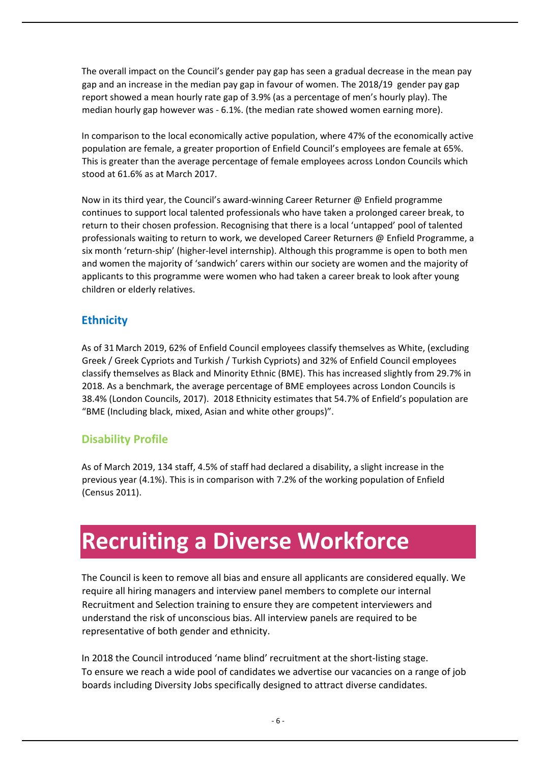The overall impact on the Council's gender pay gap has seen a gradual decrease in the mean pay gap and an increase in the median pay gap in favour of women. The 2018/19 gender pay gap report showed a mean hourly rate gap of 3.9% (as a percentage of men's hourly play). The median hourly gap however was - 6.1%. (the median rate showed women earning more).

In comparison to the local economically active population, where 47% of the economically active population are female, a greater proportion of Enfield Council's employees are female at 65%. This is greater than the average percentage of female employees across London Councils which stood at 61.6% as at March 2017.

Now in its third year, the Council's award-winning Career Returner @ Enfield programme continues to support local talented professionals who have taken a prolonged career break, to return to their chosen profession. Recognising that there is a local 'untapped' pool of talented professionals waiting to return to work, we developed Career Returners @ Enfield Programme, a six month 'return-ship' (higher-level internship). Although this programme is open to both men and women the majority of 'sandwich' carers within our society are women and the majority of applicants to this programme were women who had taken a career break to look after young children or elderly relatives.

## Ethnicity

As of 31 March 2019, 62% of Enfield Council employees classify themselves as White, (excluding Greek / Greek Cypriots and Turkish / Turkish Cypriots) and 32% of Enfield Council employees classify themselves as Black and Minority Ethnic (BME). This has increased slightly from 29.7% in 2018. As a benchmark, the average percentage of BME employees across London Councils is 38.4% (London Councils, 2017). 2018 Ethnicity estimates that 54.7% of Enfield's population are "BME (Including black, mixed, Asian and white other groups)".

## Disability Profile

As of March 2019, 134 staff, 4.5% of staff had declared a disability, a slight increase in the previous year (4.1%). This is in comparison with 7.2% of the working population of Enfield (Census 2011).

# Recruiting a Diverse Workforce

The Council is keen to remove all bias and ensure all applicants are considered equally. We require all hiring managers and interview panel members to complete our internal Recruitment and Selection training to ensure they are competent interviewers and understand the risk of unconscious bias. All interview panels are required to be representative of both gender and ethnicity.

In 2018 the Council introduced 'name blind' recruitment at the short-listing stage.
To ensure we reach a wide pool of candidates we advertise our vacancies on a range of job boards including Diversity Jobs specifically designed to attract diverse candidates.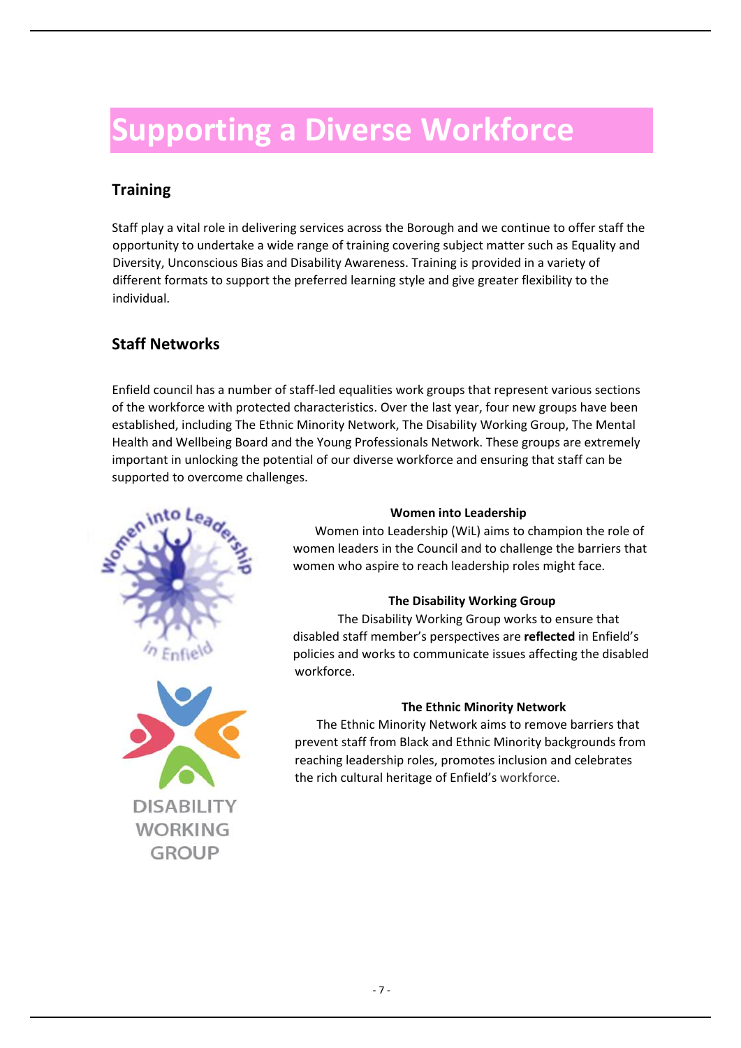# Supporting a Diverse Workforce

## Training

Staff play a vital role in delivering services across the Borough and we continue to offer staff the opportunity to undertake a wide range of training covering subject matter such as Equality and Diversity, Unconscious Bias and Disability Awareness. Training is provided in a variety of different formats to support the preferred learning style and give greater flexibility to the individual.

## Staff Networks

Enfield council has a number of staff-led equalities work groups that represent various sections of the workforce with protected characteristics. Over the last year, four new groups have been established, including The Ethnic Minority Network, The Disability Working Group, The Mental Health and Wellbeing Board and the Young Professionals Network. These groups are extremely important in unlocking the potential of our diverse workforce and ensuring that staff can be supported to overcome challenges.

**Women into Leadership**

Women into Leadership (WiL) aims to champion the role of women leaders in the Council and to challenge the barriers that women who aspire to reach leadership roles might face.

**The Disability Working Group**

The Disability Working Group works to ensure that disabled staff member's perspectives are **reflected** in Enfield's policies and works to communicate issues affecting the disabled workforce.

**The Ethnic Minority Network**

The Ethnic Minority Network aims to remove barriers that prevent staff from Black and Ethnic Minority backgrounds from reaching leadership roles, promotes inclusion and celebrates the rich cultural heritage of Enfield's workforce.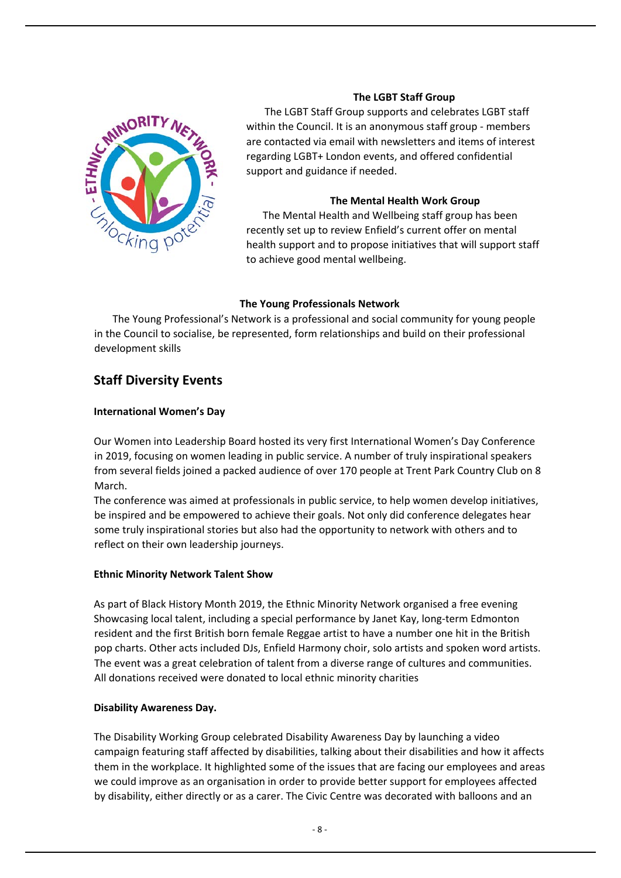**The LGBT Staff Group**

The LGBT Staff Group supports and celebrates LGBT staff within the Council. It is an anonymous staff group - members are contacted via email with newsletters and items of interest regarding LGBT+ London events, and offered confidential support and guidance if needed.

**The Mental Health Work Group**

The Mental Health and Wellbeing staff group has been recently set up to review Enfield's current offer on mental health support and to propose initiatives that will support staff to achieve good mental wellbeing.

**The Young Professionals Network**

The Young Professional's Network is a professional and social community for young people in the Council to socialise, be represented, form relationships and build on their professional development skills

## Staff Diversity Events

**International Women's Day**

Our Women into Leadership Board hosted its very first International Women's Day Conference in 2019, focusing on women leading in public service. A number of truly inspirational speakers from several fields joined a packed audience of over 170 people at Trent Park Country Club on 8 March.

The conference was aimed at professionals in public service, to help women develop initiatives, be inspired and be empowered to achieve their goals. Not only did conference delegates hear some truly inspirational stories but also had the opportunity to network with others and to reflect on their own leadership journeys.

**Ethnic Minority Network Talent Show**

As part of Black History Month 2019, the Ethnic Minority Network organised a free evening Showcasing local talent, including a special performance by Janet Kay, long-term Edmonton resident and the first British born female Reggae artist to have a number one hit in the British pop charts. Other acts included DJs, Enfield Harmony choir, solo artists and spoken word artists. The event was a great celebration of talent from a diverse range of cultures and communities. All donations received were donated to local ethnic minority charities

**Disability Awareness Day.**

The Disability Working Group celebrated Disability Awareness Day by launching a video campaign featuring staff affected by disabilities, talking about their disabilities and how it affects them in the workplace. It highlighted some of the issues that are facing our employees and areas we could improve as an organisation in order to provide better support for employees affected by disability, either directly or as a carer. The Civic Centre was decorated with balloons and an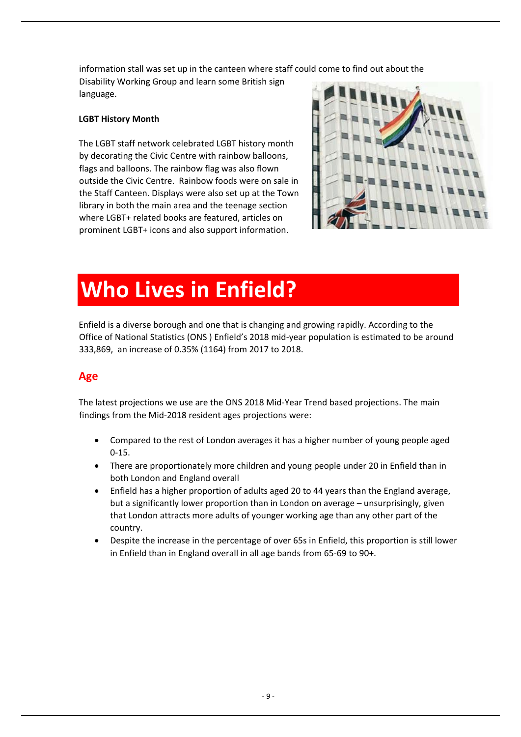information stall was set up in the canteen where staff could come to find out about the Disability Working Group and learn some British sign language.

**LGBT History Month**

The LGBT staff network celebrated LGBT history month by decorating the Civic Centre with rainbow balloons, flags and balloons. The rainbow flag was also flown outside the Civic Centre. Rainbow foods were on sale in the Staff Canteen. Displays were also set up at the Town library in both the main area and the teenage section where LGBT+ related books are featured, articles on prominent LGBT+ icons and also support information.

# Who Lives in Enfield?

Enfield is a diverse borough and one that is changing and growing rapidly. According to the Office of National Statistics (ONS ) Enfield's 2018 mid-year population is estimated to be around 333,869, an increase of 0.35% (1164) from 2017 to 2018.

## Age

The latest projections we use are the ONS 2018 Mid-Year Trend based projections. The main findings from the Mid-2018 resident ages projections were:

- Compared to the rest of London averages it has a higher number of young people aged 0-15.
- There are proportionately more children and young people under 20 in Enfield than in both London and England overall
- Enfield has a higher proportion of adults aged 20 to 44 years than the England average, but a significantly lower proportion than in London on average – unsurprisingly, given that London attracts more adults of younger working age than any other part of the country.
- Despite the increase in the percentage of over 65s in Enfield, this proportion is still lower in Enfield than in England overall in all age bands from 65-69 to 90+.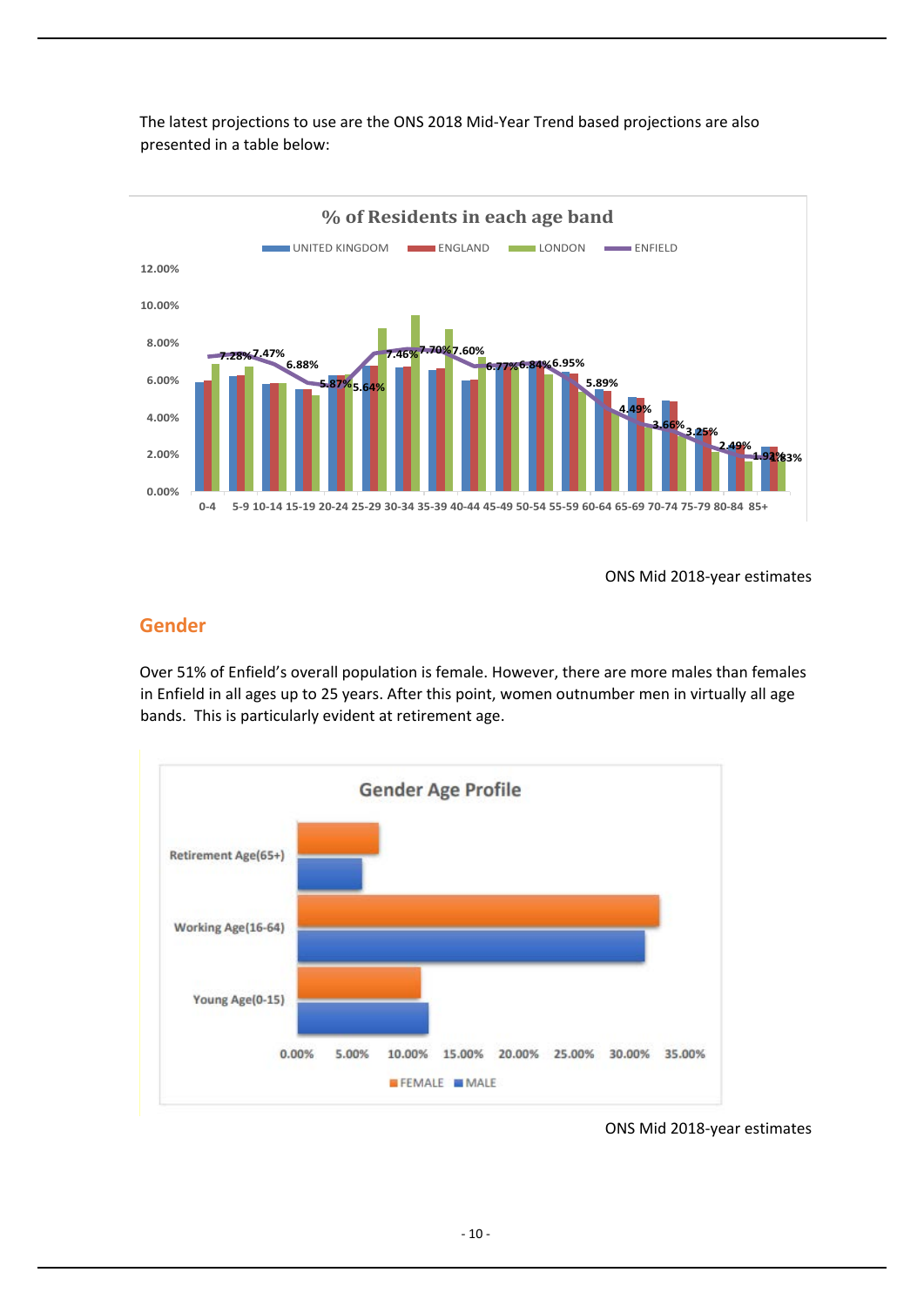The latest projections to use are the ONS 2018 Mid-Year Trend based projections are also presented in a table below:

ONS Mid 2018-year estimates

## Gender

Over 51% of Enfield's overall population is female. However, there are more males than females in Enfield in all ages up to 25 years. After this point, women outnumber men in virtually all age bands. This is particularly evident at retirement age.

ONS Mid 2018-year estimates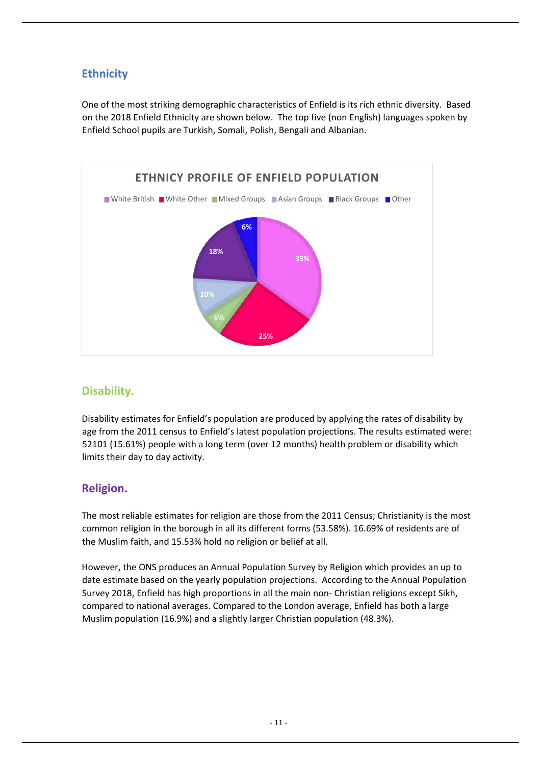## Ethnicity

One of the most striking demographic characteristics of Enfield is its rich ethnic diversity. Based on the 2018 Enfield Ethnicity are shown below. The top five (non English) languages spoken by Enfield School pupils are Turkish, Somali, Polish, Bengali and Albanian.

**ETHNICY PROFILE OF ENFIELD POPULATION**

| Group | Percentage |
| --- | --- |
| White British | 35% |
| White Other | 25% |
| Mixed Groups | 6% |
| Asian Groups | 10% |
| Black Groups | 18% |
| Other | 6% |

## Disability.

Disability estimates for Enfield's population are produced by applying the rates of disability by age from the 2011 census to Enfield's latest population projections. The results estimated were: 52101 (15.61%) people with a long term (over 12 months) health problem or disability which limits their day to day activity.

## Religion.

The most reliable estimates for religion are those from the 2011 Census; Christianity is the most common religion in the borough in all its different forms (53.58%). 16.69% of residents are of the Muslim faith, and 15.53% hold no religion or belief at all.

However, the ONS produces an Annual Population Survey by Religion which provides an up to date estimate based on the yearly population projections. According to the Annual Population Survey 2018, Enfield has high proportions in all the main non- Christian religions except Sikh, compared to national averages. Compared to the London average, Enfield has both a large Muslim population (16.9%) and a slightly larger Christian population (48.3%).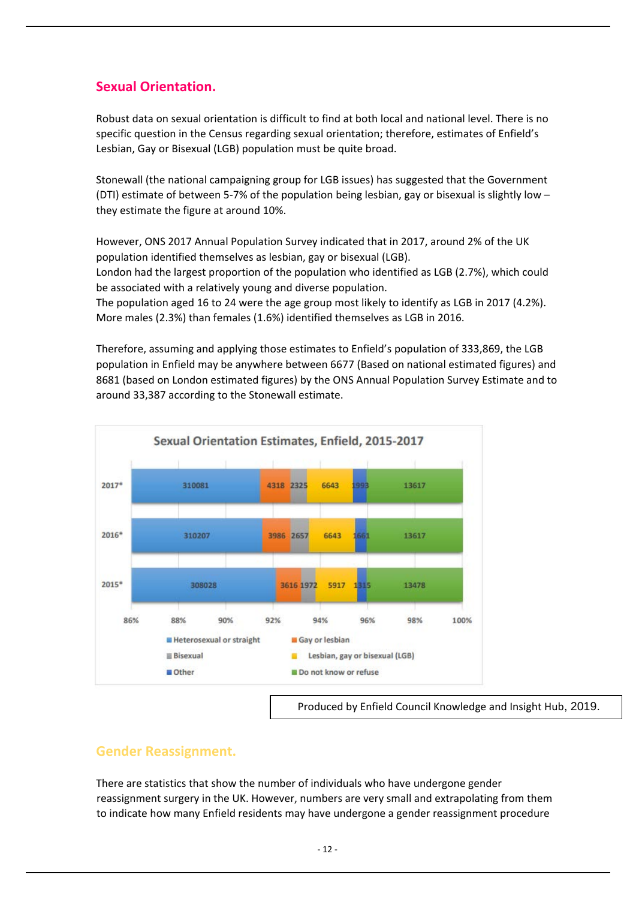## Sexual Orientation.

Robust data on sexual orientation is difficult to find at both local and national level. There is no specific question in the Census regarding sexual orientation; therefore, estimates of Enfield's Lesbian, Gay or Bisexual (LGB) population must be quite broad.

Stonewall (the national campaigning group for LGB issues) has suggested that the Government (DTI) estimate of between 5-7% of the population being lesbian, gay or bisexual is slightly low – they estimate the figure at around 10%.

However, ONS 2017 Annual Population Survey indicated that in 2017, around 2% of the UK population identified themselves as lesbian, gay or bisexual (LGB).
London had the largest proportion of the population who identified as LGB (2.7%), which could be associated with a relatively young and diverse population.
The population aged 16 to 24 were the age group most likely to identify as LGB in 2017 (4.2%).
More males (2.3%) than females (1.6%) identified themselves as LGB in 2016.

Therefore, assuming and applying those estimates to Enfield's population of 333,869, the LGB population in Enfield may be anywhere between 6677 (Based on national estimated figures) and 8681 (based on London estimated figures) by the ONS Annual Population Survey Estimate and to around 33,387 according to the Stonewall estimate.

**Sexual Orientation Estimates, Enfield, 2015-2017**

| Year | Heterosexual or straight | Gay or lesbian | Bisexual | Lesbian, gay or bisexual (LGB) | Other | Do not know or refuse |
|---|---|---|---|---|---|---|
| 2017* | 310081 | 4318 | 2325 | 6643 | 1993 | 13617 |
| 2016* | 310207 | 3986 | 2657 | 6643 | 1661 | 13617 |
| 2015* | 308028 | 3616 | 1972 | 5917 | 1315 | 13478 |

Produced by Enfield Council Knowledge and Insight Hub, 2019.

## Gender Reassignment.

There are statistics that show the number of individuals who have undergone gender reassignment surgery in the UK. However, numbers are very small and extrapolating from them to indicate how many Enfield residents may have undergone a gender reassignment procedure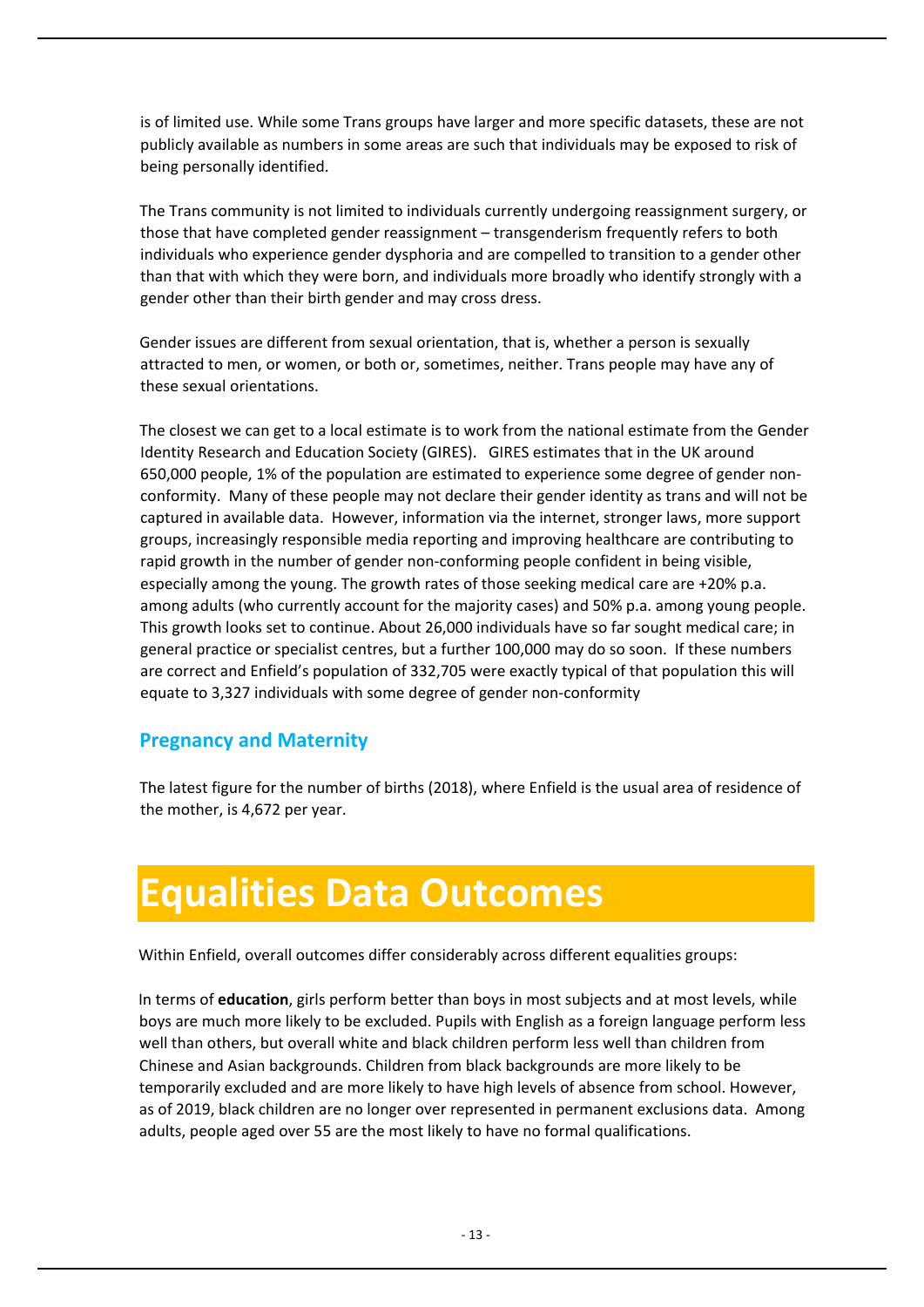is of limited use. While some Trans groups have larger and more specific datasets, these are not publicly available as numbers in some areas are such that individuals may be exposed to risk of being personally identified.

The Trans community is not limited to individuals currently undergoing reassignment surgery, or those that have completed gender reassignment – transgenderism frequently refers to both individuals who experience gender dysphoria and are compelled to transition to a gender other than that with which they were born, and individuals more broadly who identify strongly with a gender other than their birth gender and may cross dress.

Gender issues are different from sexual orientation, that is, whether a person is sexually attracted to men, or women, or both or, sometimes, neither. Trans people may have any of these sexual orientations.

The closest we can get to a local estimate is to work from the national estimate from the Gender Identity Research and Education Society (GIRES). GIRES estimates that in the UK around 650,000 people, 1% of the population are estimated to experience some degree of gender non-conformity. Many of these people may not declare their gender identity as trans and will not be captured in available data. However, information via the internet, stronger laws, more support groups, increasingly responsible media reporting and improving healthcare are contributing to rapid growth in the number of gender non-conforming people confident in being visible, especially among the young. The growth rates of those seeking medical care are +20% p.a. among adults (who currently account for the majority cases) and 50% p.a. among young people. This growth looks set to continue. About 26,000 individuals have so far sought medical care; in general practice or specialist centres, but a further 100,000 may do so soon. If these numbers are correct and Enfield's population of 332,705 were exactly typical of that population this will equate to 3,327 individuals with some degree of gender non-conformity

## Pregnancy and Maternity

The latest figure for the number of births (2018), where Enfield is the usual area of residence of the mother, is 4,672 per year.

# Equalities Data Outcomes

Within Enfield, overall outcomes differ considerably across different equalities groups:

In terms of **education**, girls perform better than boys in most subjects and at most levels, while boys are much more likely to be excluded. Pupils with English as a foreign language perform less well than others, but overall white and black children perform less well than children from Chinese and Asian backgrounds. Children from black backgrounds are more likely to be temporarily excluded and are more likely to have high levels of absence from school. However, as of 2019, black children are no longer over represented in permanent exclusions data. Among adults, people aged over 55 are the most likely to have no formal qualifications.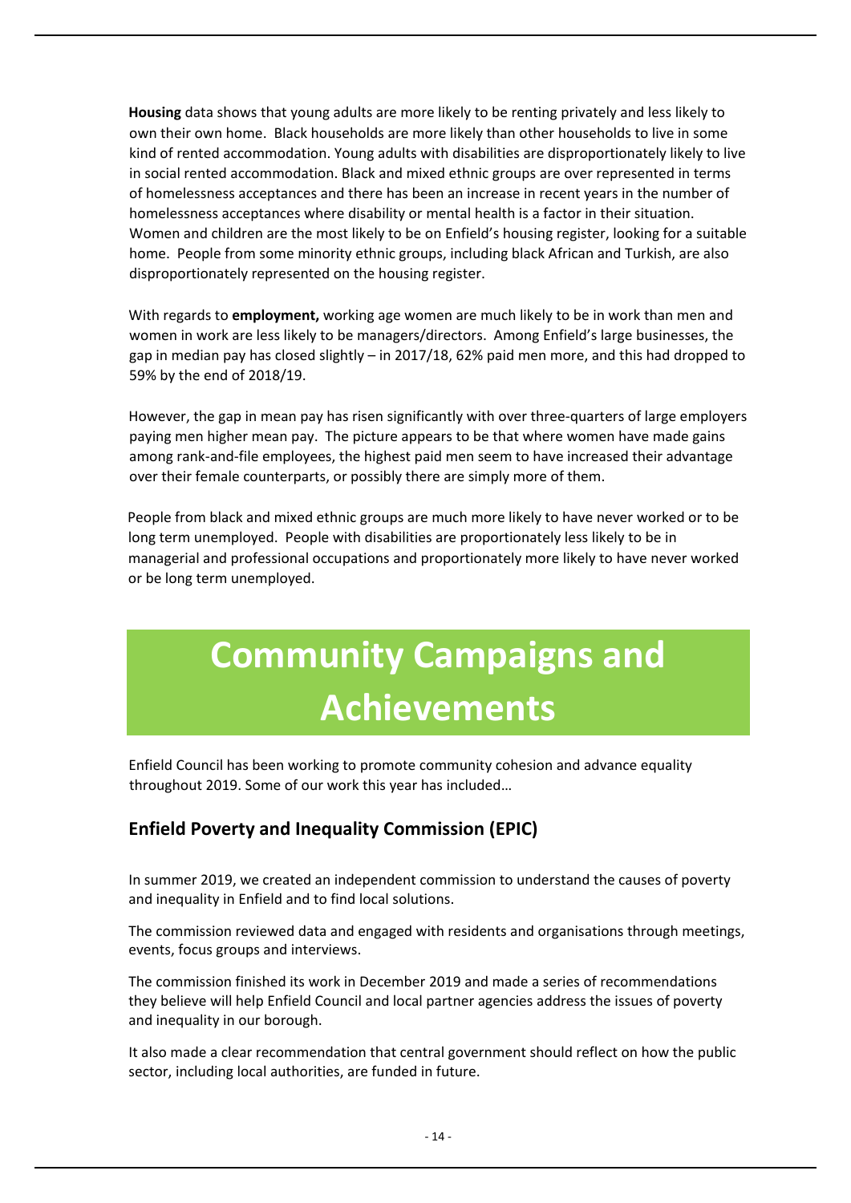**Housing** data shows that young adults are more likely to be renting privately and less likely to own their own home. Black households are more likely than other households to live in some kind of rented accommodation. Young adults with disabilities are disproportionately likely to live in social rented accommodation. Black and mixed ethnic groups are over represented in terms of homelessness acceptances and there has been an increase in recent years in the number of homelessness acceptances where disability or mental health is a factor in their situation. Women and children are the most likely to be on Enfield's housing register, looking for a suitable home. People from some minority ethnic groups, including black African and Turkish, are also disproportionately represented on the housing register.

With regards to **employment,** working age women are much likely to be in work than men and women in work are less likely to be managers/directors. Among Enfield's large businesses, the gap in median pay has closed slightly – in 2017/18, 62% paid men more, and this had dropped to 59% by the end of 2018/19.

However, the gap in mean pay has risen significantly with over three-quarters of large employers paying men higher mean pay. The picture appears to be that where women have made gains among rank-and-file employees, the highest paid men seem to have increased their advantage over their female counterparts, or possibly there are simply more of them.

People from black and mixed ethnic groups are much more likely to have never worked or to be long term unemployed. People with disabilities are proportionately less likely to be in managerial and professional occupations and proportionately more likely to have never worked or be long term unemployed.

# Community Campaigns and Achievements

Enfield Council has been working to promote community cohesion and advance equality throughout 2019. Some of our work this year has included…

## Enfield Poverty and Inequality Commission (EPIC)

In summer 2019, we created an independent commission to understand the causes of poverty and inequality in Enfield and to find local solutions.

The commission reviewed data and engaged with residents and organisations through meetings, events, focus groups and interviews.

The commission finished its work in December 2019 and made a series of recommendations they believe will help Enfield Council and local partner agencies address the issues of poverty and inequality in our borough.

It also made a clear recommendation that central government should reflect on how the public sector, including local authorities, are funded in future.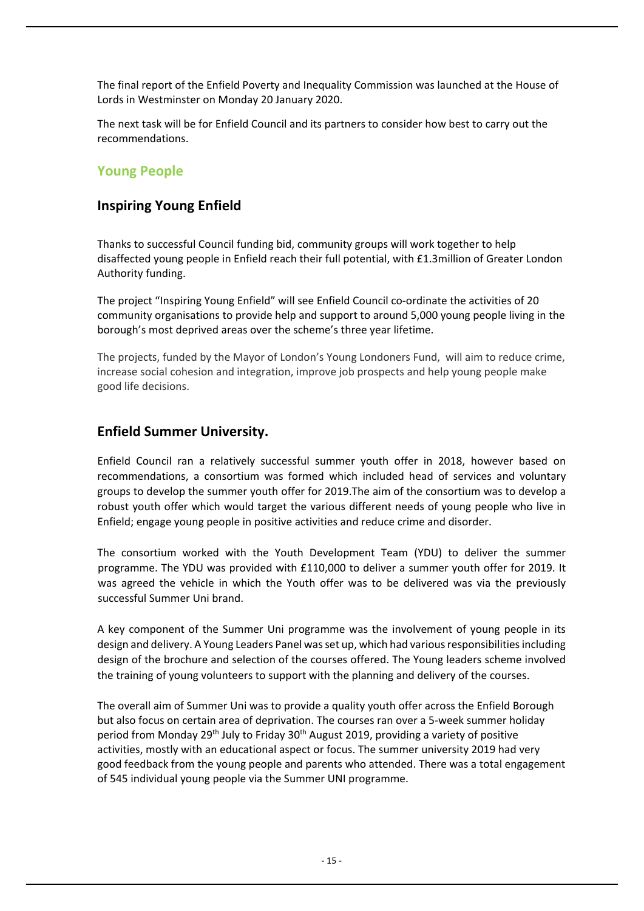The final report of the Enfield Poverty and Inequality Commission was launched at the House of Lords in Westminster on Monday 20 January 2020.

The next task will be for Enfield Council and its partners to consider how best to carry out the recommendations.

## Young People

### Inspiring Young Enfield

Thanks to successful Council funding bid, community groups will work together to help disaffected young people in Enfield reach their full potential, with £1.3million of Greater London Authority funding.

The project "Inspiring Young Enfield" will see Enfield Council co-ordinate the activities of 20 community organisations to provide help and support to around 5,000 young people living in the borough's most deprived areas over the scheme's three year lifetime.

The projects, funded by the Mayor of London's Young Londoners Fund, will aim to reduce crime, increase social cohesion and integration, improve job prospects and help young people make good life decisions.

### Enfield Summer University.

Enfield Council ran a relatively successful summer youth offer in 2018, however based on recommendations, a consortium was formed which included head of services and voluntary groups to develop the summer youth offer for 2019.The aim of the consortium was to develop a robust youth offer which would target the various different needs of young people who live in Enfield; engage young people in positive activities and reduce crime and disorder.

The consortium worked with the Youth Development Team (YDU) to deliver the summer programme. The YDU was provided with £110,000 to deliver a summer youth offer for 2019. It was agreed the vehicle in which the Youth offer was to be delivered was via the previously successful Summer Uni brand.

A key component of the Summer Uni programme was the involvement of young people in its design and delivery. A Young Leaders Panel was set up, which had various responsibilities including design of the brochure and selection of the courses offered. The Young leaders scheme involved the training of young volunteers to support with the planning and delivery of the courses.

The overall aim of Summer Uni was to provide a quality youth offer across the Enfield Borough but also focus on certain area of deprivation. The courses ran over a 5-week summer holiday period from Monday 29th July to Friday 30th August 2019, providing a variety of positive activities, mostly with an educational aspect or focus. The summer university 2019 had very good feedback from the young people and parents who attended. There was a total engagement of 545 individual young people via the Summer UNI programme.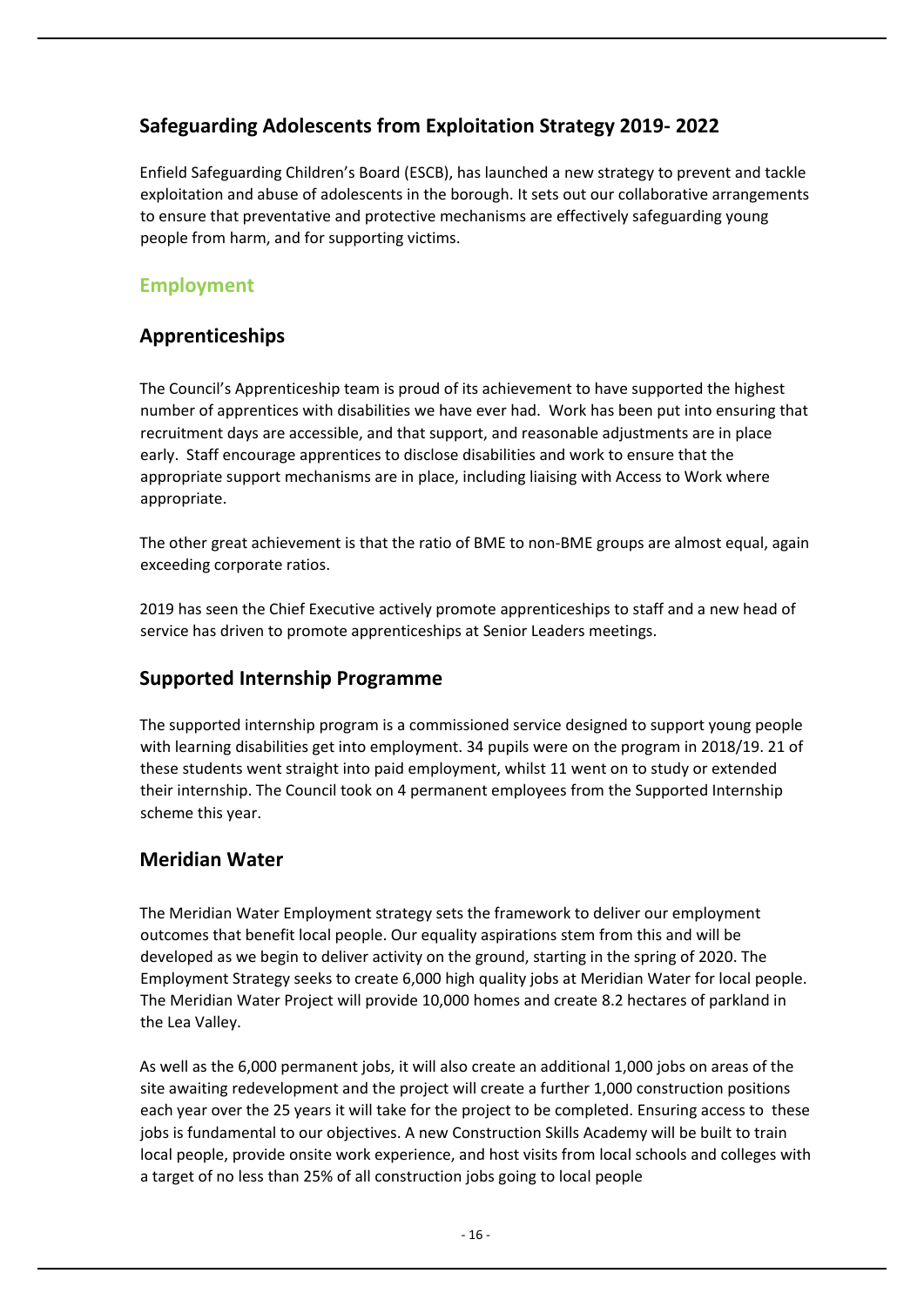## Safeguarding Adolescents from Exploitation Strategy 2019- 2022

Enfield Safeguarding Children's Board (ESCB), has launched a new strategy to prevent and tackle exploitation and abuse of adolescents in the borough. It sets out our collaborative arrangements to ensure that preventative and protective mechanisms are effectively safeguarding young people from harm, and for supporting victims.

## Employment

## Apprenticeships

The Council's Apprenticeship team is proud of its achievement to have supported the highest number of apprentices with disabilities we have ever had. Work has been put into ensuring that recruitment days are accessible, and that support, and reasonable adjustments are in place early. Staff encourage apprentices to disclose disabilities and work to ensure that the appropriate support mechanisms are in place, including liaising with Access to Work where appropriate.

The other great achievement is that the ratio of BME to non-BME groups are almost equal, again exceeding corporate ratios.

2019 has seen the Chief Executive actively promote apprenticeships to staff and a new head of service has driven to promote apprenticeships at Senior Leaders meetings.

## Supported Internship Programme

The supported internship program is a commissioned service designed to support young people with learning disabilities get into employment. 34 pupils were on the program in 2018/19. 21 of these students went straight into paid employment, whilst 11 went on to study or extended their internship. The Council took on 4 permanent employees from the Supported Internship scheme this year.

## Meridian Water

The Meridian Water Employment strategy sets the framework to deliver our employment outcomes that benefit local people. Our equality aspirations stem from this and will be developed as we begin to deliver activity on the ground, starting in the spring of 2020. The Employment Strategy seeks to create 6,000 high quality jobs at Meridian Water for local people. The Meridian Water Project will provide 10,000 homes and create 8.2 hectares of parkland in the Lea Valley.

As well as the 6,000 permanent jobs, it will also create an additional 1,000 jobs on areas of the site awaiting redevelopment and the project will create a further 1,000 construction positions each year over the 25 years it will take for the project to be completed. Ensuring access to these jobs is fundamental to our objectives. A new Construction Skills Academy will be built to train local people, provide onsite work experience, and host visits from local schools and colleges with a target of no less than 25% of all construction jobs going to local people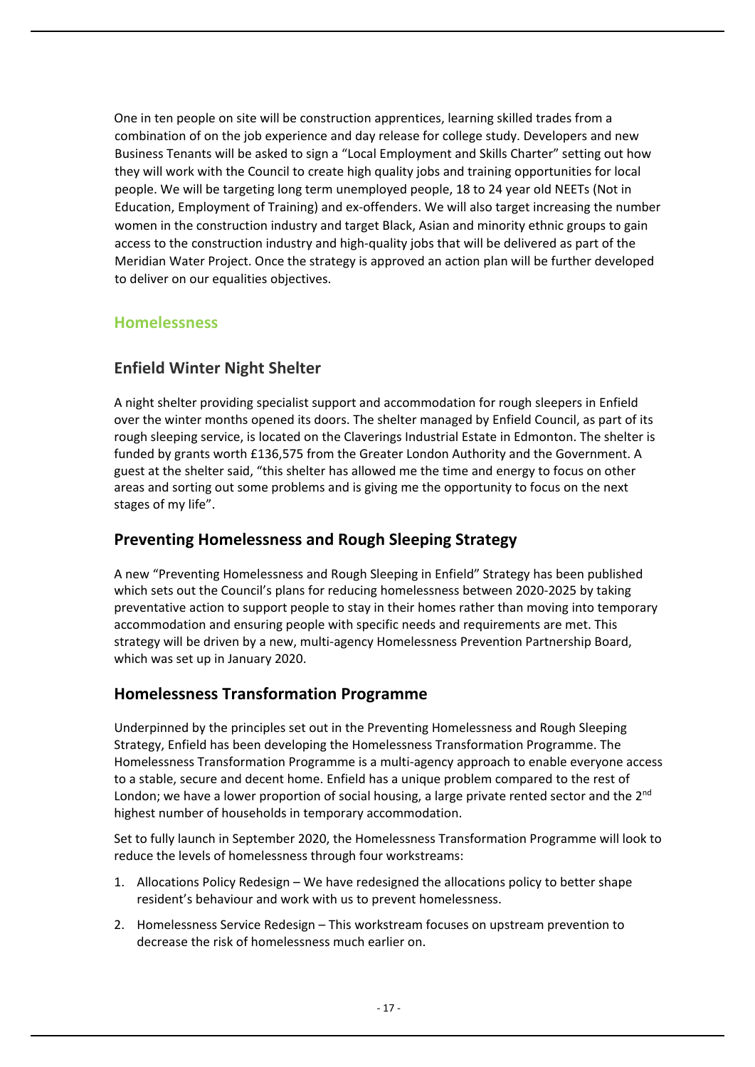One in ten people on site will be construction apprentices, learning skilled trades from a combination of on the job experience and day release for college study. Developers and new Business Tenants will be asked to sign a "Local Employment and Skills Charter" setting out how they will work with the Council to create high quality jobs and training opportunities for local people. We will be targeting long term unemployed people, 18 to 24 year old NEETs (Not in Education, Employment of Training) and ex-offenders. We will also target increasing the number women in the construction industry and target Black, Asian and minority ethnic groups to gain access to the construction industry and high-quality jobs that will be delivered as part of the Meridian Water Project. Once the strategy is approved an action plan will be further developed to deliver on our equalities objectives.

## Homelessness

### Enfield Winter Night Shelter

A night shelter providing specialist support and accommodation for rough sleepers in Enfield over the winter months opened its doors. The shelter managed by Enfield Council, as part of its rough sleeping service, is located on the Claverings Industrial Estate in Edmonton. The shelter is funded by grants worth £136,575 from the Greater London Authority and the Government. A guest at the shelter said, "this shelter has allowed me the time and energy to focus on other areas and sorting out some problems and is giving me the opportunity to focus on the next stages of my life".

### Preventing Homelessness and Rough Sleeping Strategy

A new "Preventing Homelessness and Rough Sleeping in Enfield" Strategy has been published which sets out the Council's plans for reducing homelessness between 2020-2025 by taking preventative action to support people to stay in their homes rather than moving into temporary accommodation and ensuring people with specific needs and requirements are met. This strategy will be driven by a new, multi-agency Homelessness Prevention Partnership Board, which was set up in January 2020.

### Homelessness Transformation Programme

Underpinned by the principles set out in the Preventing Homelessness and Rough Sleeping Strategy, Enfield has been developing the Homelessness Transformation Programme. The Homelessness Transformation Programme is a multi-agency approach to enable everyone access to a stable, secure and decent home. Enfield has a unique problem compared to the rest of London; we have a lower proportion of social housing, a large private rented sector and the 2nd highest number of households in temporary accommodation.

Set to fully launch in September 2020, the Homelessness Transformation Programme will look to reduce the levels of homelessness through four workstreams:

1. Allocations Policy Redesign – We have redesigned the allocations policy to better shape resident's behaviour and work with us to prevent homelessness.
2. Homelessness Service Redesign – This workstream focuses on upstream prevention to decrease the risk of homelessness much earlier on.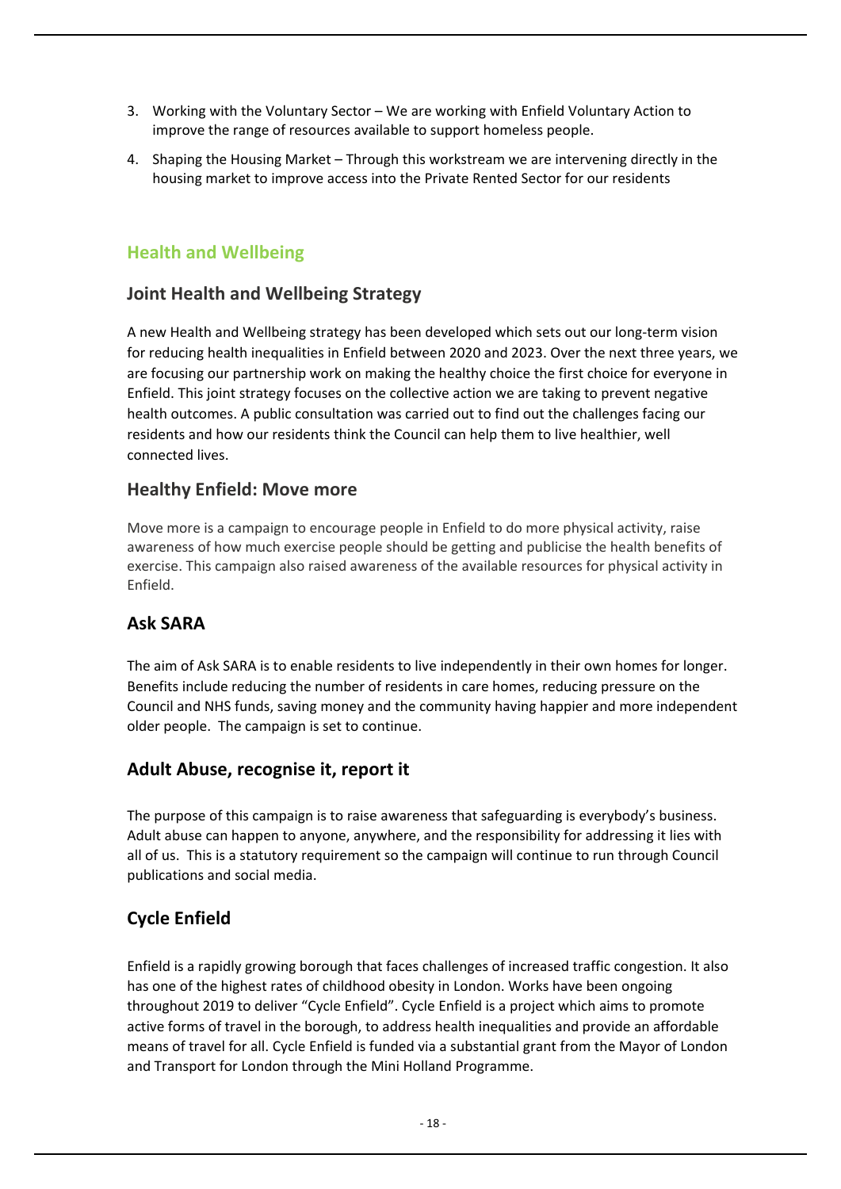3. Working with the Voluntary Sector – We are working with Enfield Voluntary Action to improve the range of resources available to support homeless people.
4. Shaping the Housing Market – Through this workstream we are intervening directly in the housing market to improve access into the Private Rented Sector for our residents

## Health and Wellbeing

### Joint Health and Wellbeing Strategy

A new Health and Wellbeing strategy has been developed which sets out our long-term vision for reducing health inequalities in Enfield between 2020 and 2023. Over the next three years, we are focusing our partnership work on making the healthy choice the first choice for everyone in Enfield. This joint strategy focuses on the collective action we are taking to prevent negative health outcomes. A public consultation was carried out to find out the challenges facing our residents and how our residents think the Council can help them to live healthier, well connected lives.

### Healthy Enfield: Move more

Move more is a campaign to encourage people in Enfield to do more physical activity, raise awareness of how much exercise people should be getting and publicise the health benefits of exercise. This campaign also raised awareness of the available resources for physical activity in Enfield.

### Ask SARA

The aim of Ask SARA is to enable residents to live independently in their own homes for longer. Benefits include reducing the number of residents in care homes, reducing pressure on the Council and NHS funds, saving money and the community having happier and more independent older people. The campaign is set to continue.

### Adult Abuse, recognise it, report it

The purpose of this campaign is to raise awareness that safeguarding is everybody's business. Adult abuse can happen to anyone, anywhere, and the responsibility for addressing it lies with all of us. This is a statutory requirement so the campaign will continue to run through Council publications and social media.

### Cycle Enfield

Enfield is a rapidly growing borough that faces challenges of increased traffic congestion. It also has one of the highest rates of childhood obesity in London. Works have been ongoing throughout 2019 to deliver "Cycle Enfield". Cycle Enfield is a project which aims to promote active forms of travel in the borough, to address health inequalities and provide an affordable means of travel for all. Cycle Enfield is funded via a substantial grant from the Mayor of London and Transport for London through the Mini Holland Programme.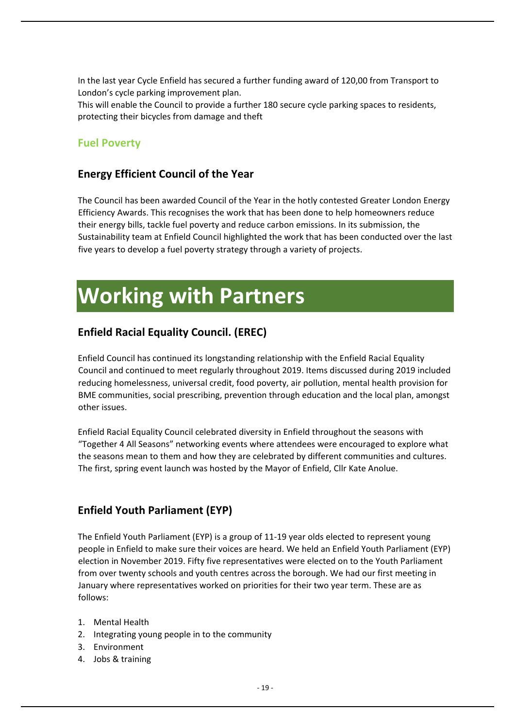In the last year Cycle Enfield has secured a further funding award of 120,00 from Transport to London's cycle parking improvement plan.
This will enable the Council to provide a further 180 secure cycle parking spaces to residents, protecting their bicycles from damage and theft

## Fuel Poverty

### Energy Efficient Council of the Year

The Council has been awarded Council of the Year in the hotly contested Greater London Energy Efficiency Awards. This recognises the work that has been done to help homeowners reduce their energy bills, tackle fuel poverty and reduce carbon emissions. In its submission, the Sustainability team at Enfield Council highlighted the work that has been conducted over the last five years to develop a fuel poverty strategy through a variety of projects.

# Working with Partners

### Enfield Racial Equality Council. (EREC)

Enfield Council has continued its longstanding relationship with the Enfield Racial Equality Council and continued to meet regularly throughout 2019. Items discussed during 2019 included reducing homelessness, universal credit, food poverty, air pollution, mental health provision for BME communities, social prescribing, prevention through education and the local plan, amongst other issues.

Enfield Racial Equality Council celebrated diversity in Enfield throughout the seasons with "Together 4 All Seasons" networking events where attendees were encouraged to explore what the seasons mean to them and how they are celebrated by different communities and cultures. The first, spring event launch was hosted by the Mayor of Enfield, Cllr Kate Anolue.

### Enfield Youth Parliament (EYP)

The Enfield Youth Parliament (EYP) is a group of 11-19 year olds elected to represent young people in Enfield to make sure their voices are heard. We held an Enfield Youth Parliament (EYP) election in November 2019. Fifty five representatives were elected on to the Youth Parliament from over twenty schools and youth centres across the borough. We had our first meeting in January where representatives worked on priorities for their two year term. These are as follows:

1. Mental Health
2. Integrating young people in to the community
3. Environment
4. Jobs & training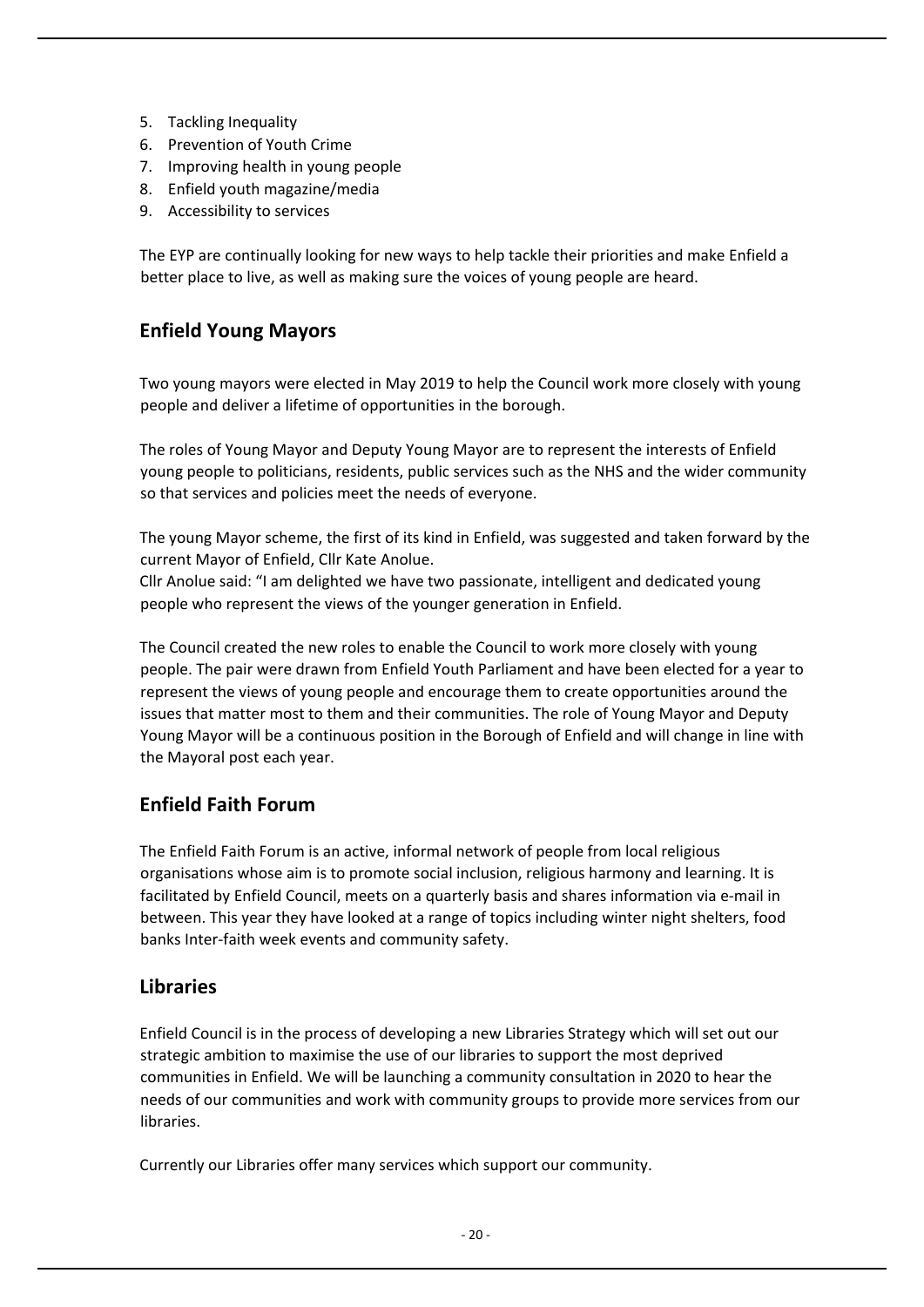5. Tackling Inequality
6. Prevention of Youth Crime
7. Improving health in young people
8. Enfield youth magazine/media
9. Accessibility to services

The EYP are continually looking for new ways to help tackle their priorities and make Enfield a better place to live, as well as making sure the voices of young people are heard.

## Enfield Young Mayors

Two young mayors were elected in May 2019 to help the Council work more closely with young people and deliver a lifetime of opportunities in the borough.

The roles of Young Mayor and Deputy Young Mayor are to represent the interests of Enfield young people to politicians, residents, public services such as the NHS and the wider community so that services and policies meet the needs of everyone.

The young Mayor scheme, the first of its kind in Enfield, was suggested and taken forward by the current Mayor of Enfield, Cllr Kate Anolue.
Cllr Anolue said: "I am delighted we have two passionate, intelligent and dedicated young people who represent the views of the younger generation in Enfield.

The Council created the new roles to enable the Council to work more closely with young people. The pair were drawn from Enfield Youth Parliament and have been elected for a year to represent the views of young people and encourage them to create opportunities around the issues that matter most to them and their communities. The role of Young Mayor and Deputy Young Mayor will be a continuous position in the Borough of Enfield and will change in line with the Mayoral post each year.

## Enfield Faith Forum

The Enfield Faith Forum is an active, informal network of people from local religious organisations whose aim is to promote social inclusion, religious harmony and learning. It is facilitated by Enfield Council, meets on a quarterly basis and shares information via e-mail in between. This year they have looked at a range of topics including winter night shelters, food banks Inter-faith week events and community safety.

## Libraries

Enfield Council is in the process of developing a new Libraries Strategy which will set out our strategic ambition to maximise the use of our libraries to support the most deprived communities in Enfield. We will be launching a community consultation in 2020 to hear the needs of our communities and work with community groups to provide more services from our libraries.

Currently our Libraries offer many services which support our community.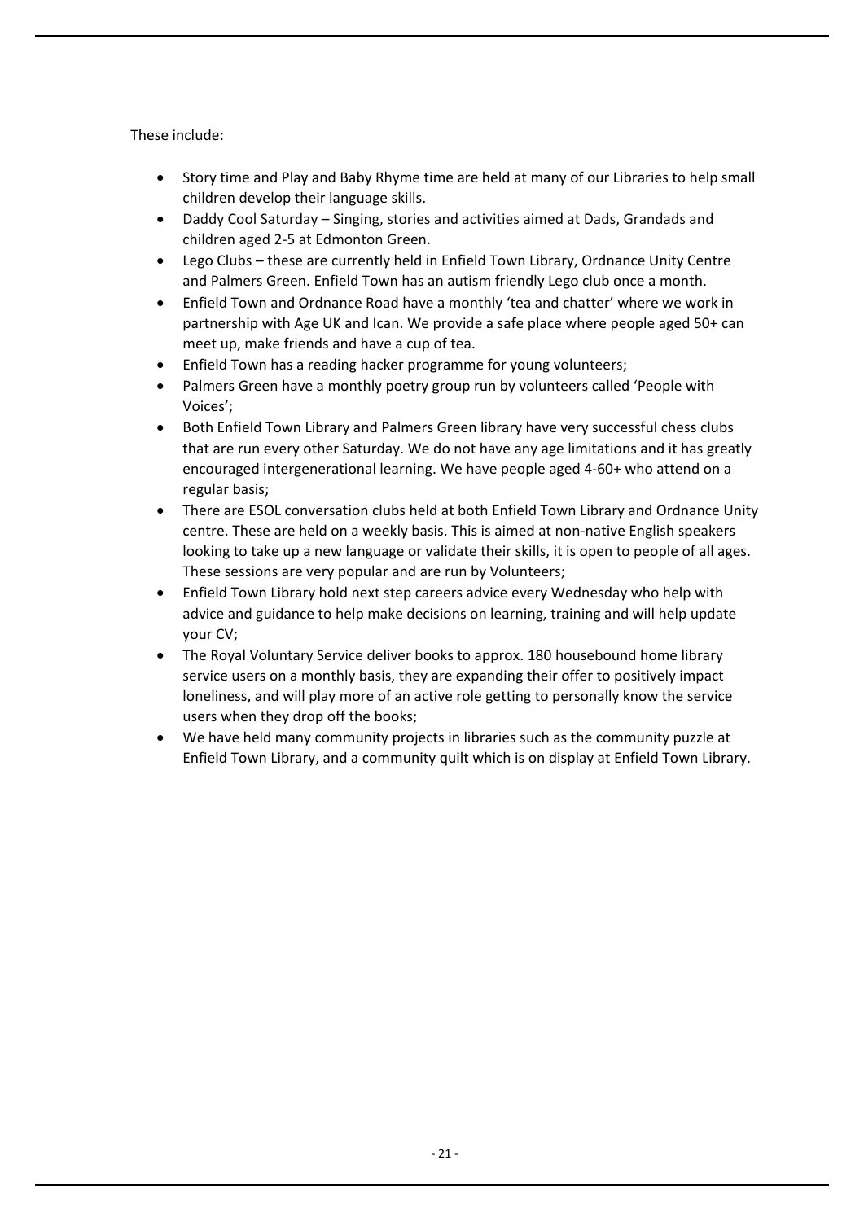These include:

- Story time and Play and Baby Rhyme time are held at many of our Libraries to help small children develop their language skills.
- Daddy Cool Saturday – Singing, stories and activities aimed at Dads, Grandads and children aged 2-5 at Edmonton Green.
- Lego Clubs – these are currently held in Enfield Town Library, Ordnance Unity Centre and Palmers Green. Enfield Town has an autism friendly Lego club once a month.
- Enfield Town and Ordnance Road have a monthly 'tea and chatter' where we work in partnership with Age UK and Ican. We provide a safe place where people aged 50+ can meet up, make friends and have a cup of tea.
- Enfield Town has a reading hacker programme for young volunteers;
- Palmers Green have a monthly poetry group run by volunteers called 'People with Voices';
- Both Enfield Town Library and Palmers Green library have very successful chess clubs that are run every other Saturday. We do not have any age limitations and it has greatly encouraged intergenerational learning. We have people aged 4-60+ who attend on a regular basis;
- There are ESOL conversation clubs held at both Enfield Town Library and Ordnance Unity centre. These are held on a weekly basis. This is aimed at non-native English speakers looking to take up a new language or validate their skills, it is open to people of all ages. These sessions are very popular and are run by Volunteers;
- Enfield Town Library hold next step careers advice every Wednesday who help with advice and guidance to help make decisions on learning, training and will help update your CV;
- The Royal Voluntary Service deliver books to approx. 180 housebound home library service users on a monthly basis, they are expanding their offer to positively impact loneliness, and will play more of an active role getting to personally know the service users when they drop off the books;
- We have held many community projects in libraries such as the community puzzle at Enfield Town Library, and a community quilt which is on display at Enfield Town Library.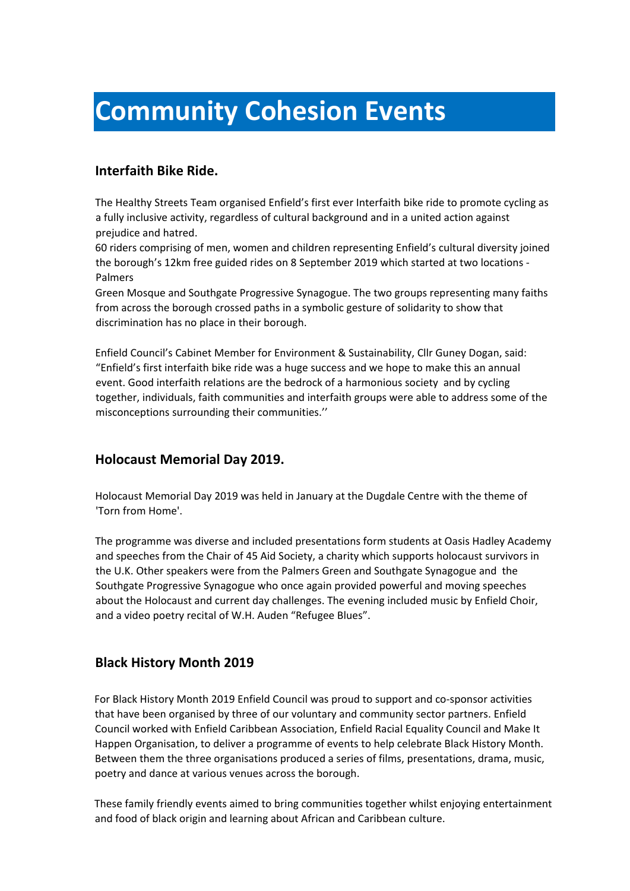# Community Cohesion Events

## Interfaith Bike Ride.

The Healthy Streets Team organised Enfield's first ever Interfaith bike ride to promote cycling as a fully inclusive activity, regardless of cultural background and in a united action against prejudice and hatred.
60 riders comprising of men, women and children representing Enfield's cultural diversity joined the borough's 12km free guided rides on 8 September 2019 which started at two locations - Palmers Green Mosque and Southgate Progressive Synagogue. The two groups representing many faiths from across the borough crossed paths in a symbolic gesture of solidarity to show that discrimination has no place in their borough.

Enfield Council's Cabinet Member for Environment & Sustainability, Cllr Guney Dogan, said: "Enfield's first interfaith bike ride was a huge success and we hope to make this an annual event. Good interfaith relations are the bedrock of a harmonious society and by cycling together, individuals, faith communities and interfaith groups were able to address some of the misconceptions surrounding their communities.''

## Holocaust Memorial Day 2019.

Holocaust Memorial Day 2019 was held in January at the Dugdale Centre with the theme of 'Torn from Home'.

The programme was diverse and included presentations form students at Oasis Hadley Academy and speeches from the Chair of 45 Aid Society, a charity which supports holocaust survivors in the U.K. Other speakers were from the Palmers Green and Southgate Synagogue and the Southgate Progressive Synagogue who once again provided powerful and moving speeches about the Holocaust and current day challenges. The evening included music by Enfield Choir, and a video poetry recital of W.H. Auden "Refugee Blues".

## Black History Month 2019

For Black History Month 2019 Enfield Council was proud to support and co-sponsor activities that have been organised by three of our voluntary and community sector partners. Enfield Council worked with Enfield Caribbean Association, Enfield Racial Equality Council and Make It Happen Organisation, to deliver a programme of events to help celebrate Black History Month. Between them the three organisations produced a series of films, presentations, drama, music, poetry and dance at various venues across the borough.

These family friendly events aimed to bring communities together whilst enjoying entertainment and food of black origin and learning about African and Caribbean culture.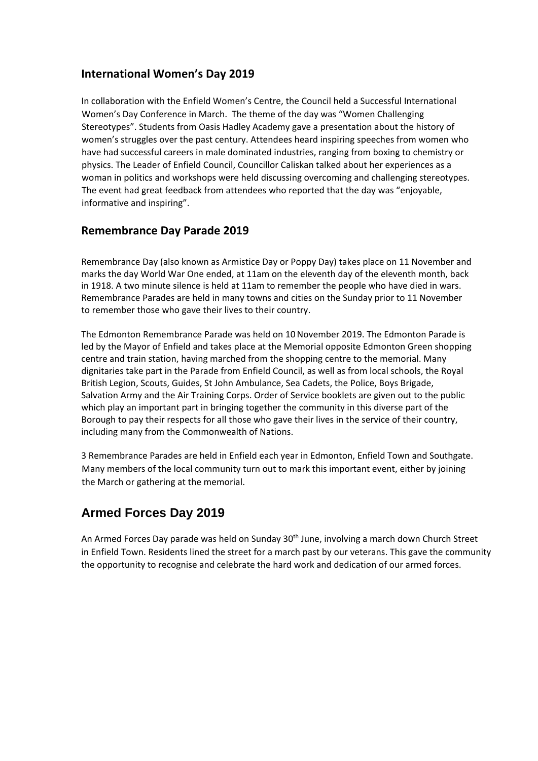## International Women's Day 2019

In collaboration with the Enfield Women's Centre, the Council held a Successful International Women's Day Conference in March. The theme of the day was "Women Challenging Stereotypes". Students from Oasis Hadley Academy gave a presentation about the history of women's struggles over the past century. Attendees heard inspiring speeches from women who have had successful careers in male dominated industries, ranging from boxing to chemistry or physics. The Leader of Enfield Council, Councillor Caliskan talked about her experiences as a woman in politics and workshops were held discussing overcoming and challenging stereotypes. The event had great feedback from attendees who reported that the day was "enjoyable, informative and inspiring".

## Remembrance Day Parade 2019

Remembrance Day (also known as Armistice Day or Poppy Day) takes place on 11 November and marks the day World War One ended, at 11am on the eleventh day of the eleventh month, back in 1918. A two minute silence is held at 11am to remember the people who have died in wars. Remembrance Parades are held in many towns and cities on the Sunday prior to 11 November to remember those who gave their lives to their country.

The Edmonton Remembrance Parade was held on 10 November 2019. The Edmonton Parade is led by the Mayor of Enfield and takes place at the Memorial opposite Edmonton Green shopping centre and train station, having marched from the shopping centre to the memorial. Many dignitaries take part in the Parade from Enfield Council, as well as from local schools, the Royal British Legion, Scouts, Guides, St John Ambulance, Sea Cadets, the Police, Boys Brigade, Salvation Army and the Air Training Corps. Order of Service booklets are given out to the public which play an important part in bringing together the community in this diverse part of the Borough to pay their respects for all those who gave their lives in the service of their country, including many from the Commonwealth of Nations.

3 Remembrance Parades are held in Enfield each year in Edmonton, Enfield Town and Southgate. Many members of the local community turn out to mark this important event, either by joining the March or gathering at the memorial.

## Armed Forces Day 2019

An Armed Forces Day parade was held on Sunday 30th June, involving a march down Church Street in Enfield Town. Residents lined the street for a march past by our veterans. This gave the community the opportunity to recognise and celebrate the hard work and dedication of our armed forces.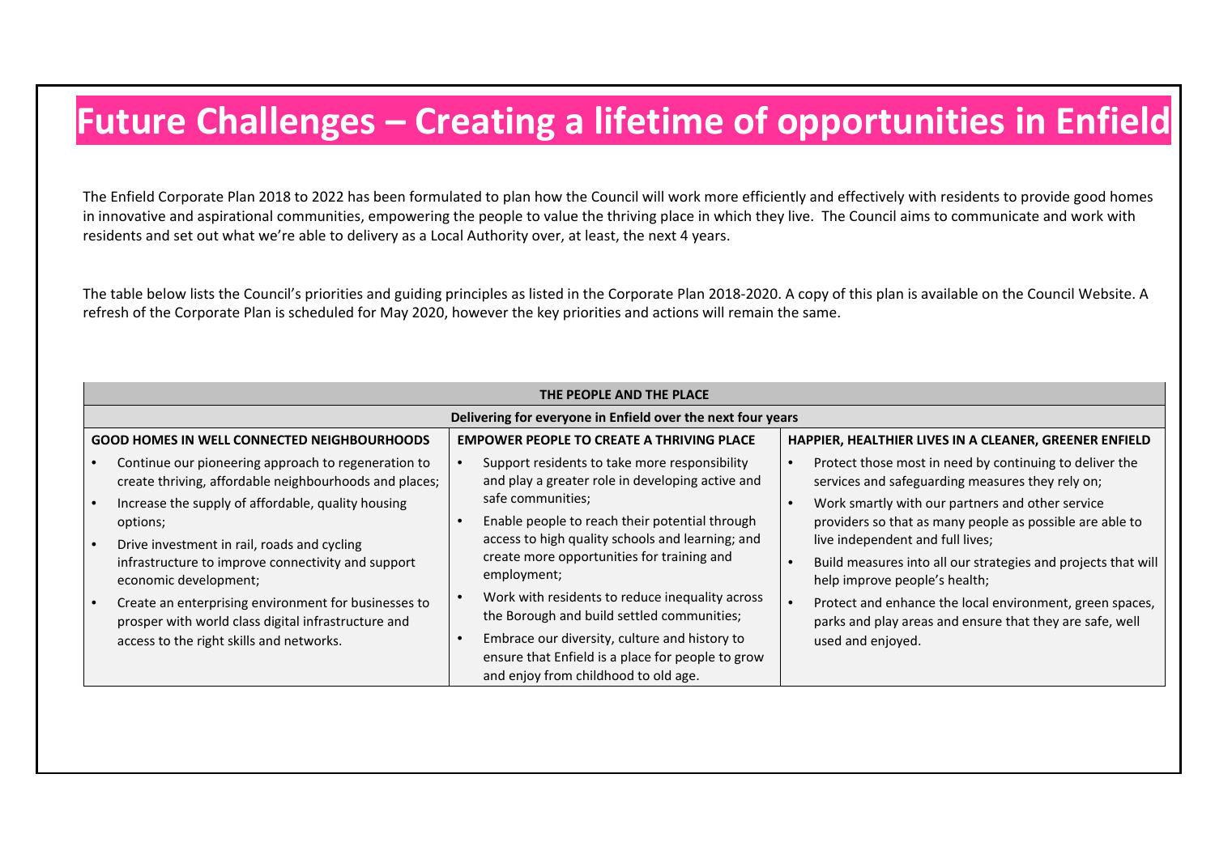# Future Challenges – Creating a lifetime of opportunities in Enfield

The Enfield Corporate Plan 2018 to 2022 has been formulated to plan how the Council will work more efficiently and effectively with residents to provide good homes in innovative and aspirational communities, empowering the people to value the thriving place in which they live. The Council aims to communicate and work with residents and set out what we're able to delivery as a Local Authority over, at least, the next 4 years.

The table below lists the Council's priorities and guiding principles as listed in the Corporate Plan 2018-2020. A copy of this plan is available on the Council Website. A refresh of the Corporate Plan is scheduled for May 2020, however the key priorities and actions will remain the same.

| THE PEOPLE AND THE PLACE | | |
|---|---|---|
| **Delivering for everyone in Enfield over the next four years** | | |
| **GOOD HOMES IN WELL CONNECTED NEIGHBOURHOODS** | **EMPOWER PEOPLE TO CREATE A THRIVING PLACE** | **HAPPIER, HEALTHIER LIVES IN A CLEANER, GREENER ENFIELD** |
| • Continue our pioneering approach to regeneration to create thriving, affordable neighbourhoods and places;<br>• Increase the supply of affordable, quality housing options;<br>• Drive investment in rail, roads and cycling infrastructure to improve connectivity and support economic development;<br>• Create an enterprising environment for businesses to prosper with world class digital infrastructure and access to the right skills and networks. | • Support residents to take more responsibility and play a greater role in developing active and safe communities;<br>• Enable people to reach their potential through access to high quality schools and learning; and create more opportunities for training and employment;<br>• Work with residents to reduce inequality across the Borough and build settled communities;<br>• Embrace our diversity, culture and history to ensure that Enfield is a place for people to grow and enjoy from childhood to old age. | • Protect those most in need by continuing to deliver the services and safeguarding measures they rely on;<br>• Work smartly with our partners and other service providers so that as many people as possible are able to live independent and full lives;<br>• Build measures into all our strategies and projects that will help improve people's health;<br>• Protect and enhance the local environment, green spaces, parks and play areas and ensure that they are safe, well used and enjoyed. |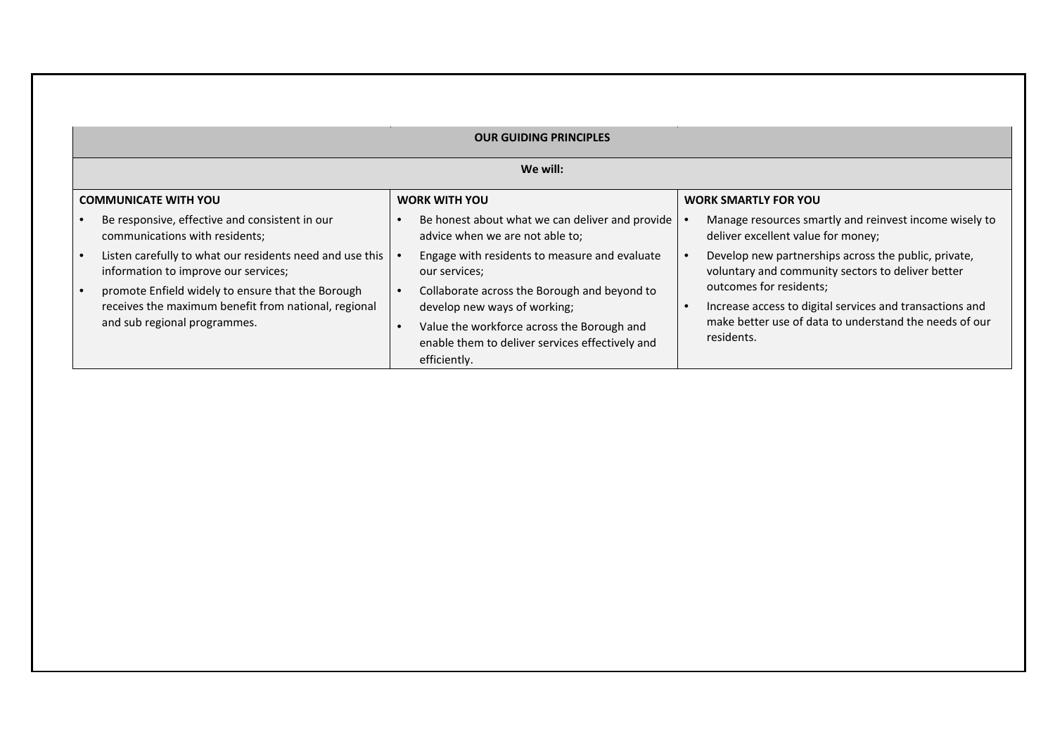| OUR GUIDING PRINCIPLES | | |
|---|---|---|
| **We will:** | | |
| **COMMUNICATE WITH YOU** | **WORK WITH YOU** | **WORK SMARTLY FOR YOU** |
| • Be responsive, effective and consistent in our communications with residents;<br>• Listen carefully to what our residents need and use this information to improve our services;<br>• promote Enfield widely to ensure that the Borough receives the maximum benefit from national, regional and sub regional programmes. | • Be honest about what we can deliver and provide advice when we are not able to;<br>• Engage with residents to measure and evaluate our services;<br>• Collaborate across the Borough and beyond to develop new ways of working;<br>• Value the workforce across the Borough and enable them to deliver services effectively and efficiently. | • Manage resources smartly and reinvest income wisely to deliver excellent value for money;<br>• Develop new partnerships across the public, private, voluntary and community sectors to deliver better outcomes for residents;<br>• Increase access to digital services and transactions and make better use of data to understand the needs of our residents. |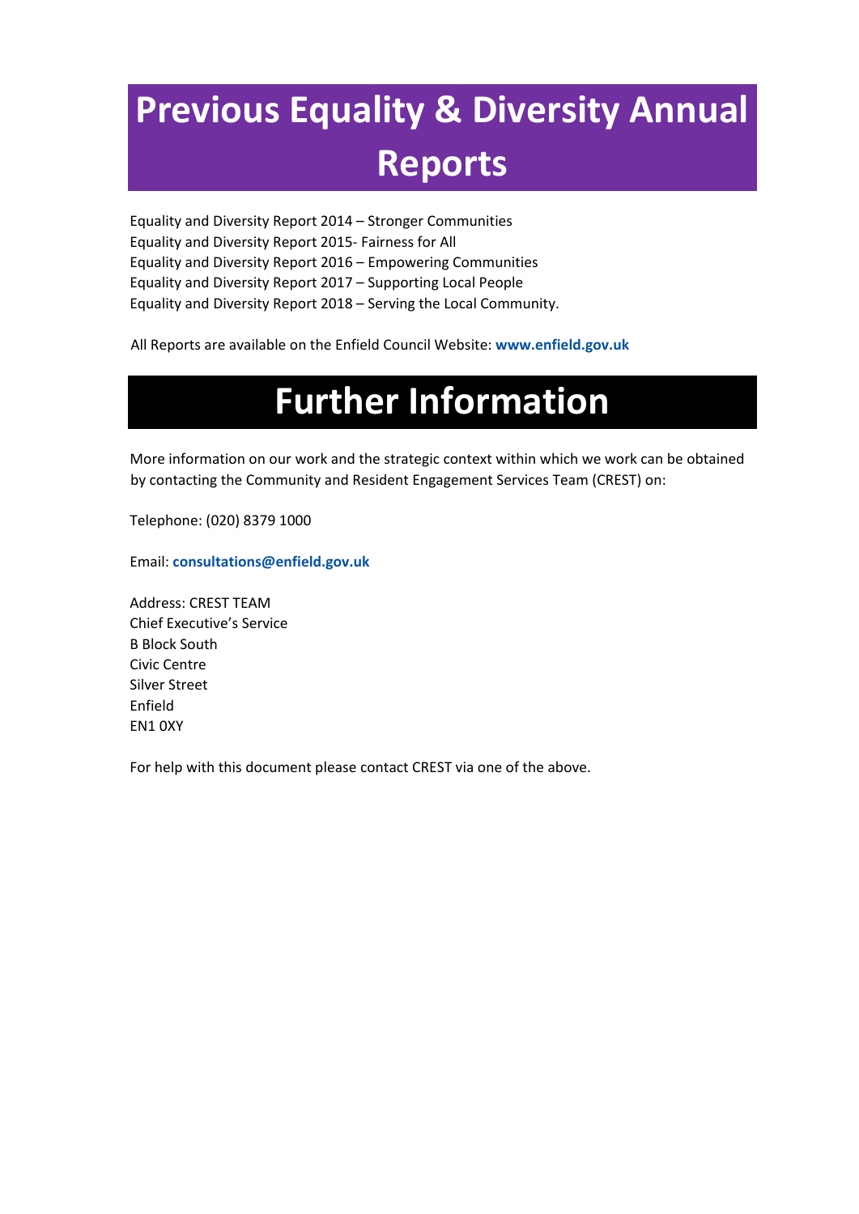# Previous Equality & Diversity Annual Reports

Equality and Diversity Report 2014 – Stronger Communities
Equality and Diversity Report 2015- Fairness for All
Equality and Diversity Report 2016 – Empowering Communities
Equality and Diversity Report 2017 – Supporting Local People
Equality and Diversity Report 2018 – Serving the Local Community.

All Reports are available on the Enfield Council Website: **www.enfield.gov.uk**

# Further Information

More information on our work and the strategic context within which we work can be obtained by contacting the Community and Resident Engagement Services Team (CREST) on:

Telephone: (020) 8379 1000

Email: **consultations@enfield.gov.uk**

Address: CREST TEAM
Chief Executive's Service
B Block South
Civic Centre
Silver Street
Enfield
EN1 0XY

For help with this document please contact CREST via one of the above.